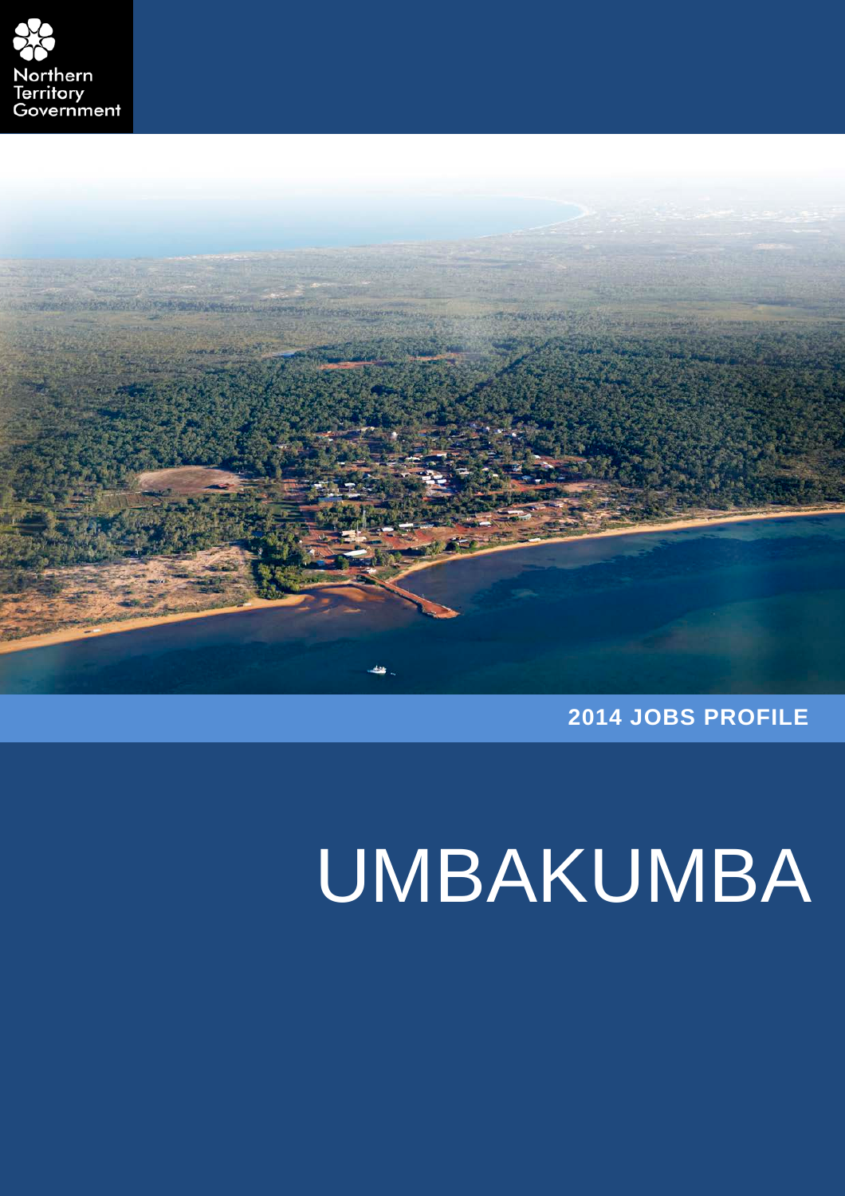Northern Territory Government

2014 JOBS PROFILE

# UMBAKUMBA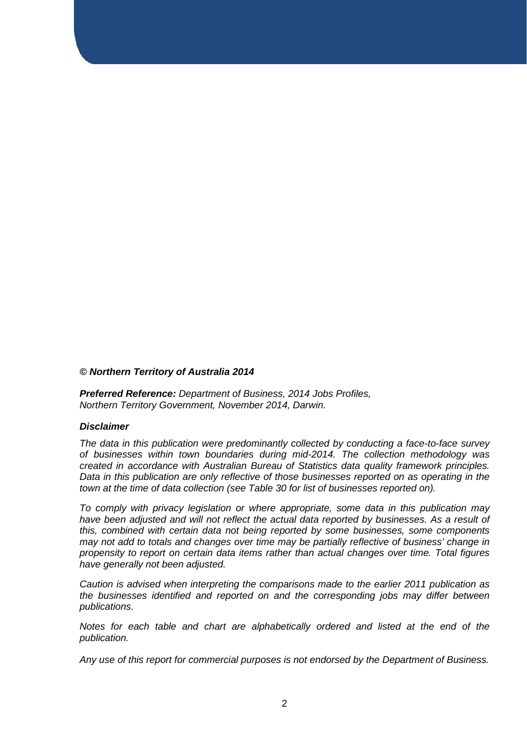***© Northern Territory of Australia 2014***

***Preferred Reference:*** *Department of Business, 2014 Jobs Profiles, Northern Territory Government, November 2014, Darwin.*

***Disclaimer***

*The data in this publication were predominantly collected by conducting a face-to-face survey of businesses within town boundaries during mid-2014. The collection methodology was created in accordance with Australian Bureau of Statistics data quality framework principles. Data in this publication are only reflective of those businesses reported on as operating in the town at the time of data collection (see Table 30 for list of businesses reported on).*

*To comply with privacy legislation or where appropriate, some data in this publication may have been adjusted and will not reflect the actual data reported by businesses. As a result of this, combined with certain data not being reported by some businesses, some components may not add to totals and changes over time may be partially reflective of business' change in propensity to report on certain data items rather than actual changes over time. Total figures have generally not been adjusted.*

*Caution is advised when interpreting the comparisons made to the earlier 2011 publication as the businesses identified and reported on and the corresponding jobs may differ between publications.*

*Notes for each table and chart are alphabetically ordered and listed at the end of the publication.*

*Any use of this report for commercial purposes is not endorsed by the Department of Business.*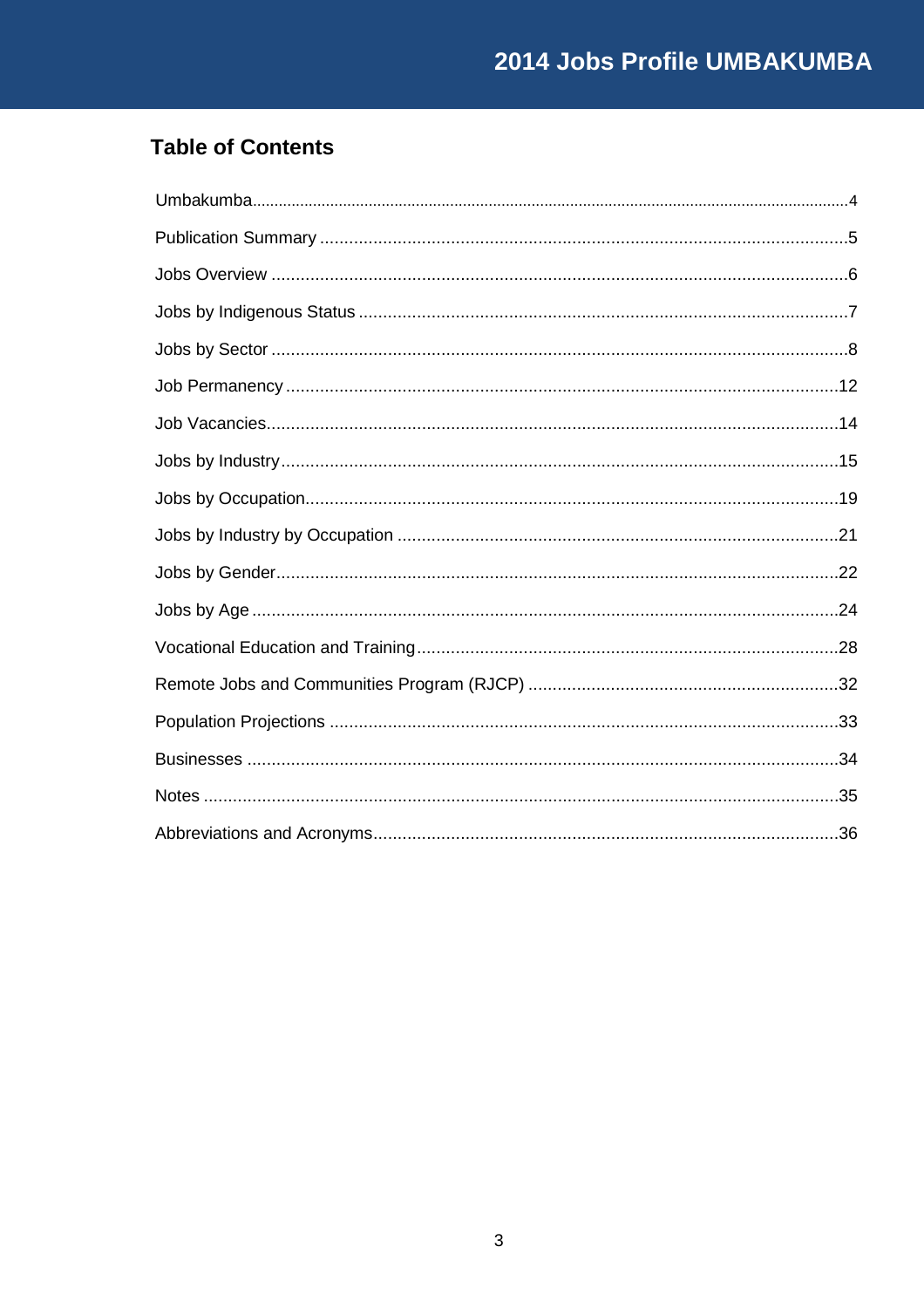## Table of Contents

Umbakumba....................4

Publication Summary....................5

Jobs Overview....................6

Jobs by Indigenous Status....................7

Jobs by Sector....................8

Job Permanency....................12

Job Vacancies....................14

Jobs by Industry....................15

Jobs by Occupation....................19

Jobs by Industry by Occupation....................21

Jobs by Gender....................22

Jobs by Age....................24

Vocational Education and Training....................28

Remote Jobs and Communities Program (RJCP)....................32

Population Projections....................33

Businesses....................34

Notes....................35

Abbreviations and Acronyms....................36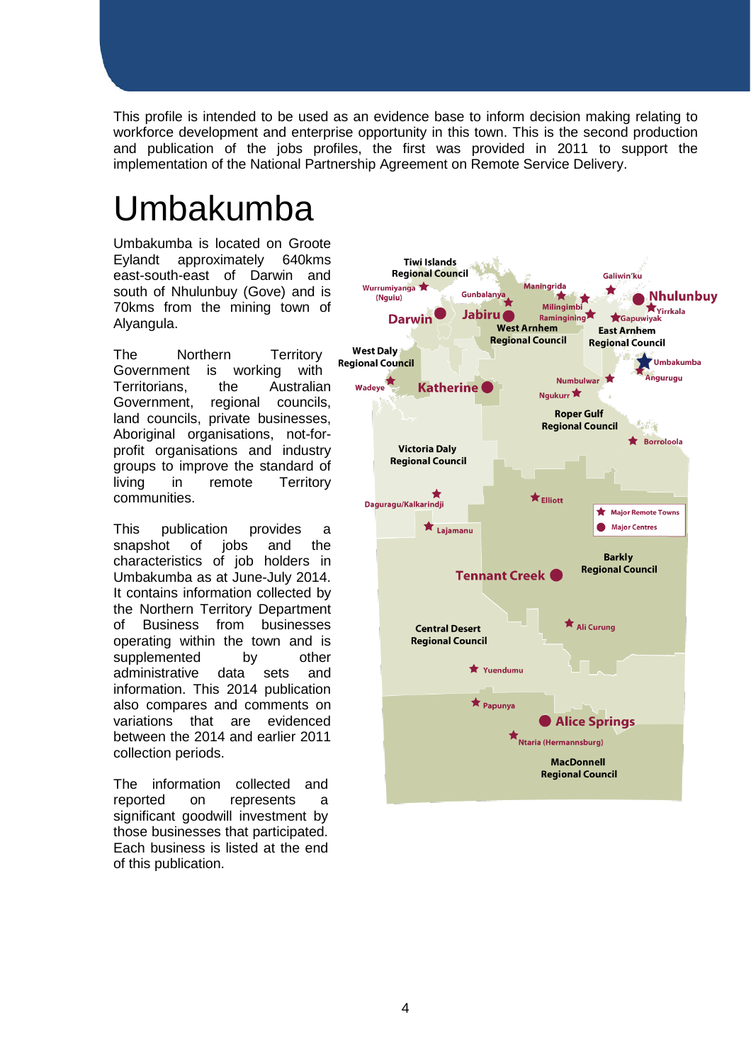This profile is intended to be used as an evidence base to inform decision making relating to workforce development and enterprise opportunity in this town. This is the second production and publication of the jobs profiles, the first was provided in 2011 to support the implementation of the National Partnership Agreement on Remote Service Delivery.

# Umbakumba

Umbakumba is located on Groote Eylandt approximately 640kms east-south-east of Darwin and south of Nhulunbuy (Gove) and is 70kms from the mining town of Alyangula.

The Northern Territory Government is working with Territorians, the Australian Government, regional councils, land councils, private businesses, Aboriginal organisations, not-for-profit organisations and industry groups to improve the standard of living in remote Territory communities.

This publication provides a snapshot of jobs and the characteristics of job holders in Umbakumba as at June-July 2014. It contains information collected by the Northern Territory Department of Business from businesses operating within the town and is supplemented by other administrative data sets and information. This 2014 publication also compares and comments on variations that are evidenced between the 2014 and earlier 2011 collection periods.

The information collected and reported on represents a significant goodwill investment by those businesses that participated. Each business is listed at the end of this publication.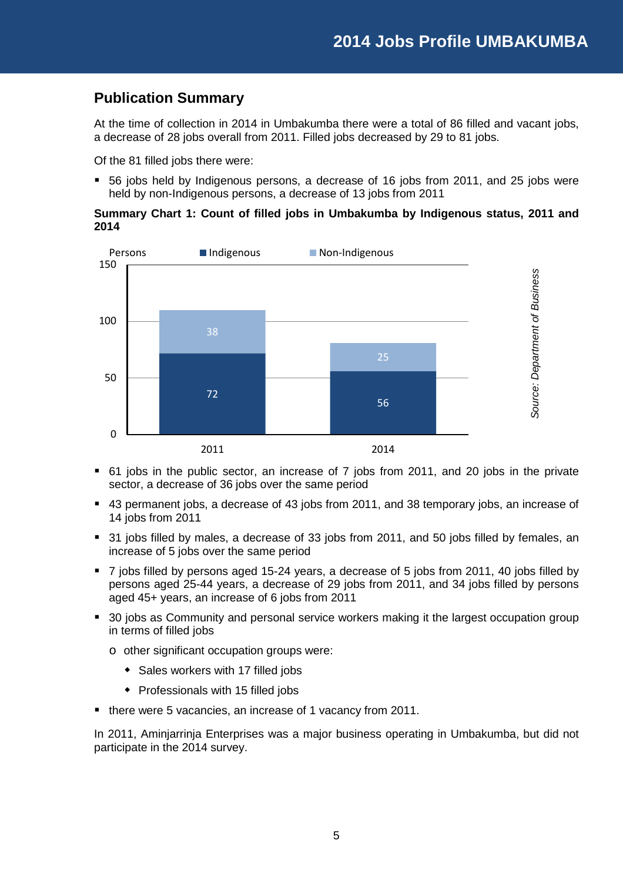## Publication Summary

At the time of collection in 2014 in Umbakumba there were a total of 86 filled and vacant jobs, a decrease of 28 jobs overall from 2011. Filled jobs decreased by 29 to 81 jobs.

Of the 81 filled jobs there were:

- 56 jobs held by Indigenous persons, a decrease of 16 jobs from 2011, and 25 jobs were held by non-Indigenous persons, a decrease of 13 jobs from 2011

**Summary Chart 1: Count of filled jobs in Umbakumba by Indigenous status, 2011 and 2014**

| Year | Indigenous | Non-Indigenous |
|---|---|---|
| 2011 | 72 | 38 |
| 2014 | 56 | 25 |

*Source: Department of Business*

- 61 jobs in the public sector, an increase of 7 jobs from 2011, and 20 jobs in the private sector, a decrease of 36 jobs over the same period
- 43 permanent jobs, a decrease of 43 jobs from 2011, and 38 temporary jobs, an increase of 14 jobs from 2011
- 31 jobs filled by males, a decrease of 33 jobs from 2011, and 50 jobs filled by females, an increase of 5 jobs over the same period
- 7 jobs filled by persons aged 15-24 years, a decrease of 5 jobs from 2011, 40 jobs filled by persons aged 25-44 years, a decrease of 29 jobs from 2011, and 34 jobs filled by persons aged 45+ years, an increase of 6 jobs from 2011
- 30 jobs as Community and personal service workers making it the largest occupation group in terms of filled jobs
  - other significant occupation groups were:
    - Sales workers with 17 filled jobs
    - Professionals with 15 filled jobs
- there were 5 vacancies, an increase of 1 vacancy from 2011.

In 2011, Aminjarrinja Enterprises was a major business operating in Umbakumba, but did not participate in the 2014 survey.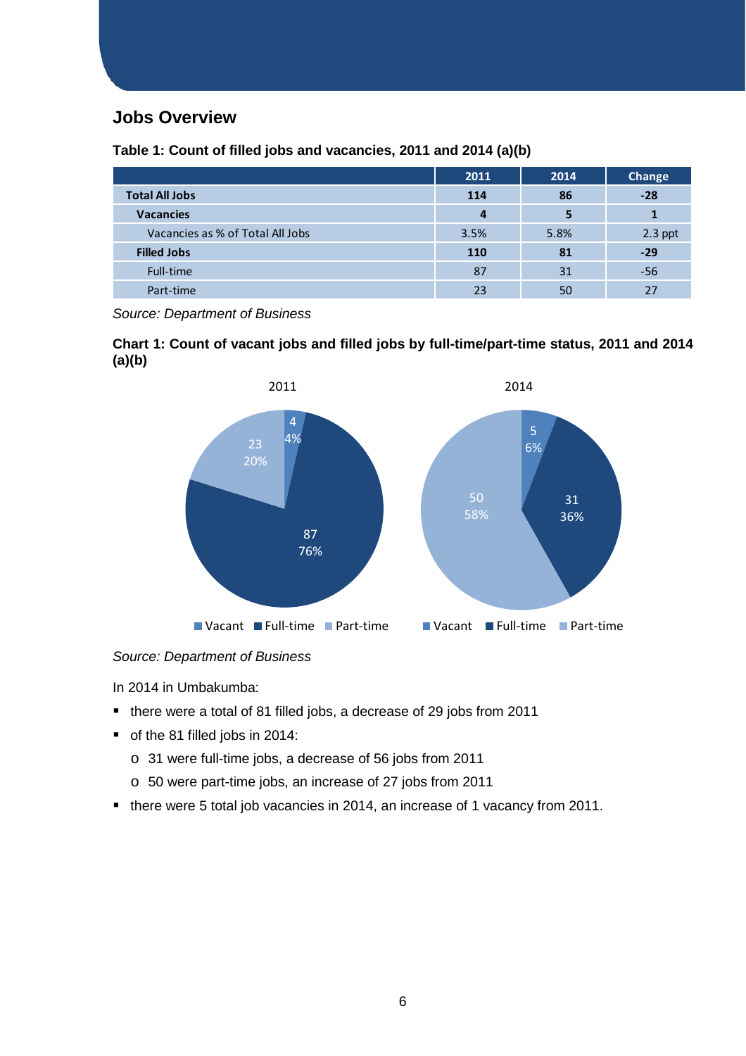## Jobs Overview

**Table 1: Count of filled jobs and vacancies, 2011 and 2014 (a)(b)**

| | 2011 | 2014 | Change |
|---|---|---|---|
| **Total All Jobs** | **114** | **86** | **-28** |
| **Vacancies** | **4** | **5** | **1** |
| Vacancies as % of Total All Jobs | 3.5% | 5.8% | 2.3 ppt |
| **Filled Jobs** | **110** | **81** | **-29** |
| Full-time | 87 | 31 | -56 |
| Part-time | 23 | 50 | 27 |

*Source: Department of Business*

**Chart 1: Count of vacant jobs and filled jobs by full-time/part-time status, 2011 and 2014 (a)(b)**

2011: Vacant 4 (4%); Full-time 87 (76%); Part-time 23 (20%)

2014: Vacant 5 (6%); Full-time 31 (36%); Part-time 50 (58%)

*Source: Department of Business*

In 2014 in Umbakumba:

- there were a total of 81 filled jobs, a decrease of 29 jobs from 2011
- of the 81 filled jobs in 2014:
  - 31 were full-time jobs, a decrease of 56 jobs from 2011
  - 50 were part-time jobs, an increase of 27 jobs from 2011
- there were 5 total job vacancies in 2014, an increase of 1 vacancy from 2011.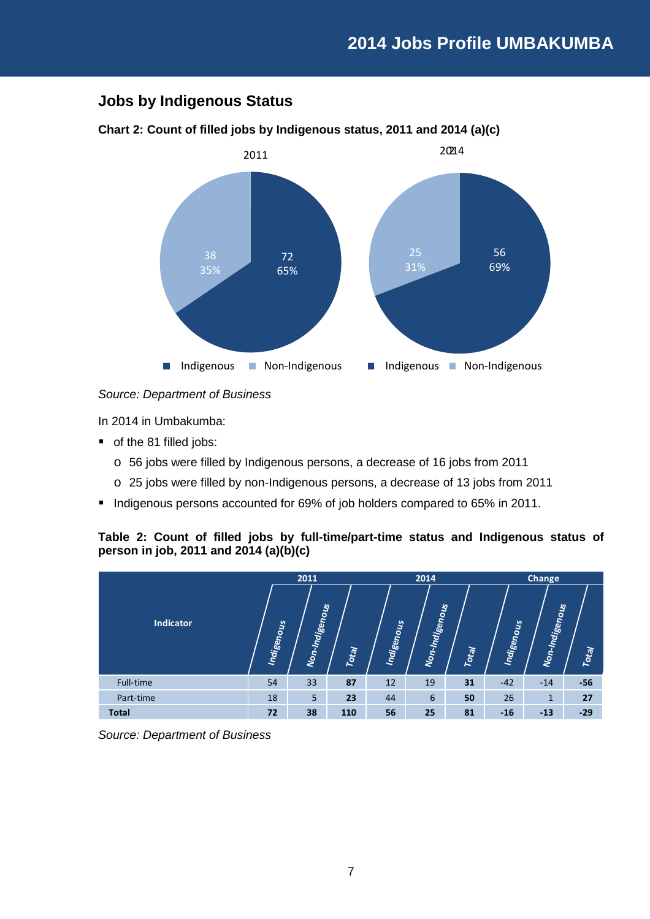## Jobs by Indigenous Status

**Chart 2: Count of filled jobs by Indigenous status, 2011 and 2014 (a)(c)**

2011

| | Jobs | % |
|---|---|---|
| Indigenous | 72 | 65% |
| Non-Indigenous | 38 | 35% |

2014

| | Jobs | % |
|---|---|---|
| Indigenous | 56 | 69% |
| Non-Indigenous | 25 | 31% |

*Source: Department of Business*

In 2014 in Umbakumba:

- of the 81 filled jobs:
  - 56 jobs were filled by Indigenous persons, a decrease of 16 jobs from 2011
  - 25 jobs were filled by non-Indigenous persons, a decrease of 13 jobs from 2011
- Indigenous persons accounted for 69% of job holders compared to 65% in 2011.

**Table 2: Count of filled jobs by full-time/part-time status and Indigenous status of person in job, 2011 and 2014 (a)(b)(c)**

| Indicator | 2011 | | | 2014 | | | Change | | |
|---|---|---|---|---|---|---|---|---|---|
| | Indigenous | Non-Indigenous | Total | Indigenous | Non-Indigenous | Total | Indigenous | Non-Indigenous | Total |
| Full-time | 54 | 33 | **87** | 12 | 19 | **31** | -42 | -14 | **-56** |
| Part-time | 18 | 5 | **23** | 44 | 6 | **50** | 26 | 1 | **27** |
| **Total** | **72** | **38** | **110** | **56** | **25** | **81** | **-16** | **-13** | **-29** |

*Source: Department of Business*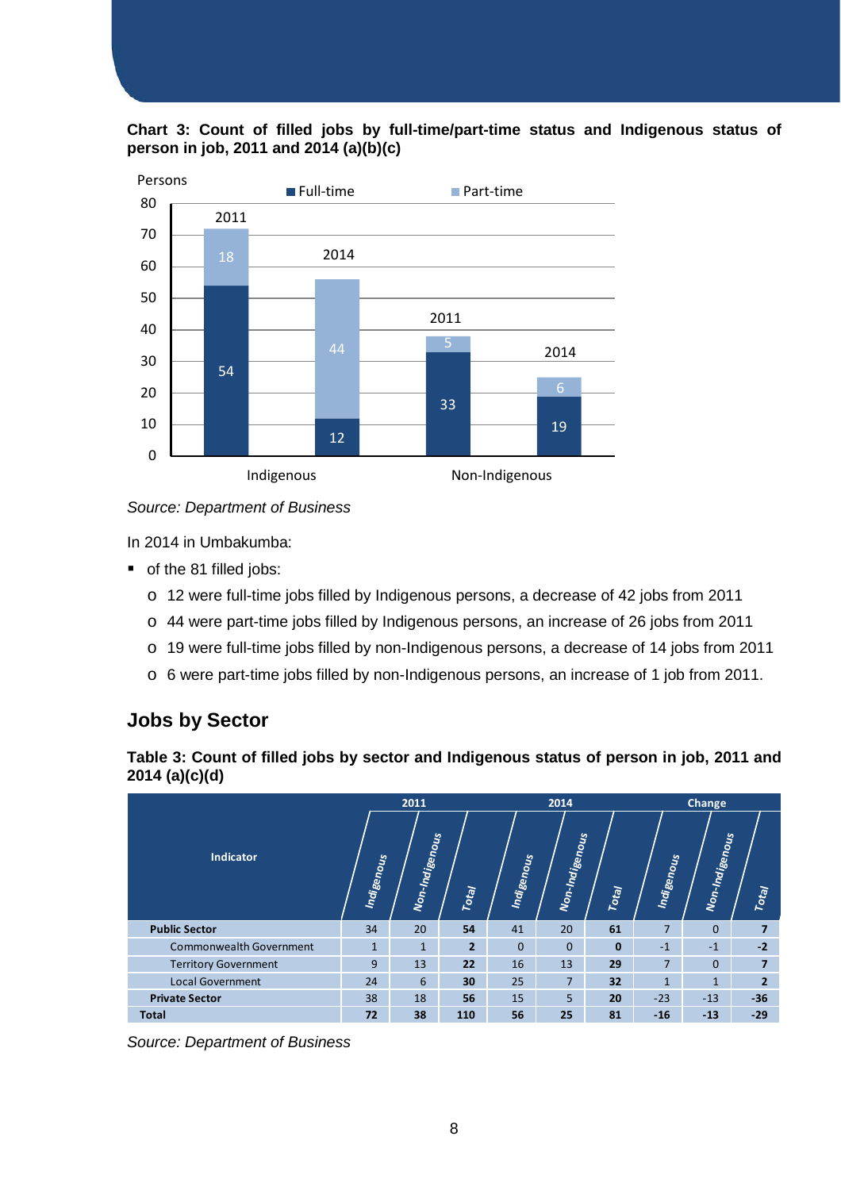**Chart 3: Count of filled jobs by full-time/part-time status and Indigenous status of person in job, 2011 and 2014 (a)(b)(c)**

*Source: Department of Business*

In 2014 in Umbakumba:

- of the 81 filled jobs:
  - 12 were full-time jobs filled by Indigenous persons, a decrease of 42 jobs from 2011
  - 44 were part-time jobs filled by Indigenous persons, an increase of 26 jobs from 2011
  - 19 were full-time jobs filled by non-Indigenous persons, a decrease of 14 jobs from 2011
  - 6 were part-time jobs filled by non-Indigenous persons, an increase of 1 job from 2011.

## Jobs by Sector

**Table 3: Count of filled jobs by sector and Indigenous status of person in job, 2011 and 2014 (a)(c)(d)**

| Indicator | 2011 | | | 2014 | | | Change | | |
|---|---|---|---|---|---|---|---|---|---|
| | Indigenous | Non-Indigenous | Total | Indigenous | Non-Indigenous | Total | Indigenous | Non-Indigenous | Total |
| **Public Sector** | 34 | 20 | **54** | 41 | 20 | **61** | 7 | 0 | **7** |
| Commonwealth Government | 1 | 1 | **2** | 0 | 0 | **0** | -1 | -1 | **-2** |
| Territory Government | 9 | 13 | **22** | 16 | 13 | **29** | 7 | 0 | **7** |
| Local Government | 24 | 6 | **30** | 25 | 7 | **32** | 1 | 1 | **2** |
| **Private Sector** | 38 | 18 | **56** | 15 | 5 | **20** | -23 | -13 | **-36** |
| **Total** | **72** | **38** | **110** | **56** | **25** | **81** | **-16** | **-13** | **-29** |

*Source: Department of Business*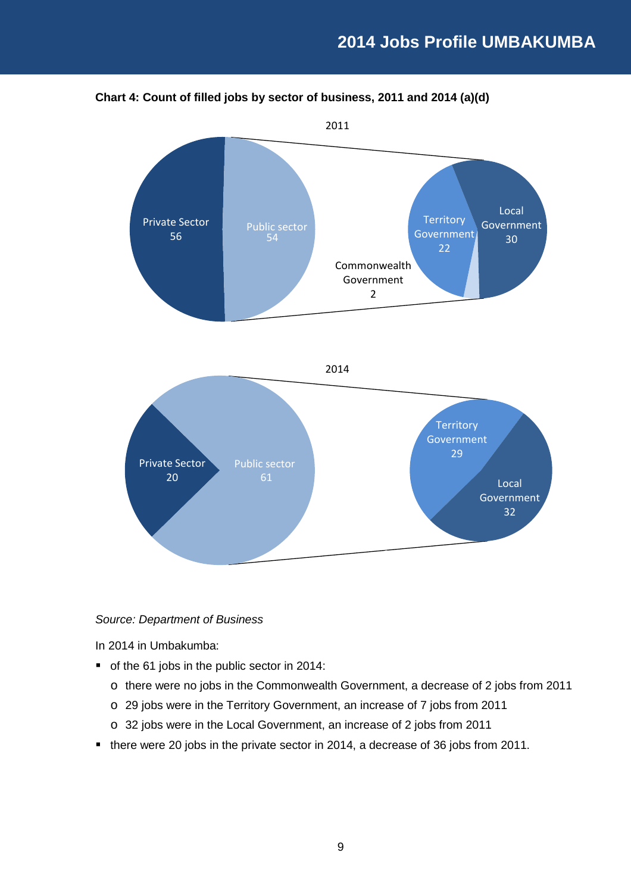**Chart 4: Count of filled jobs by sector of business, 2011 and 2014 (a)(d)**

2011

Private Sector 56
Public sector 54

Territory Government 22
Local Government 30
Commonwealth Government 2

2014

Private Sector 20
Public sector 61

Territory Government 29
Local Government 32

*Source: Department of Business*

In 2014 in Umbakumba:

- of the 61 jobs in the public sector in 2014:
  - there were no jobs in the Commonwealth Government, a decrease of 2 jobs from 2011
  - 29 jobs were in the Territory Government, an increase of 7 jobs from 2011
  - 32 jobs were in the Local Government, an increase of 2 jobs from 2011
- there were 20 jobs in the private sector in 2014, a decrease of 36 jobs from 2011.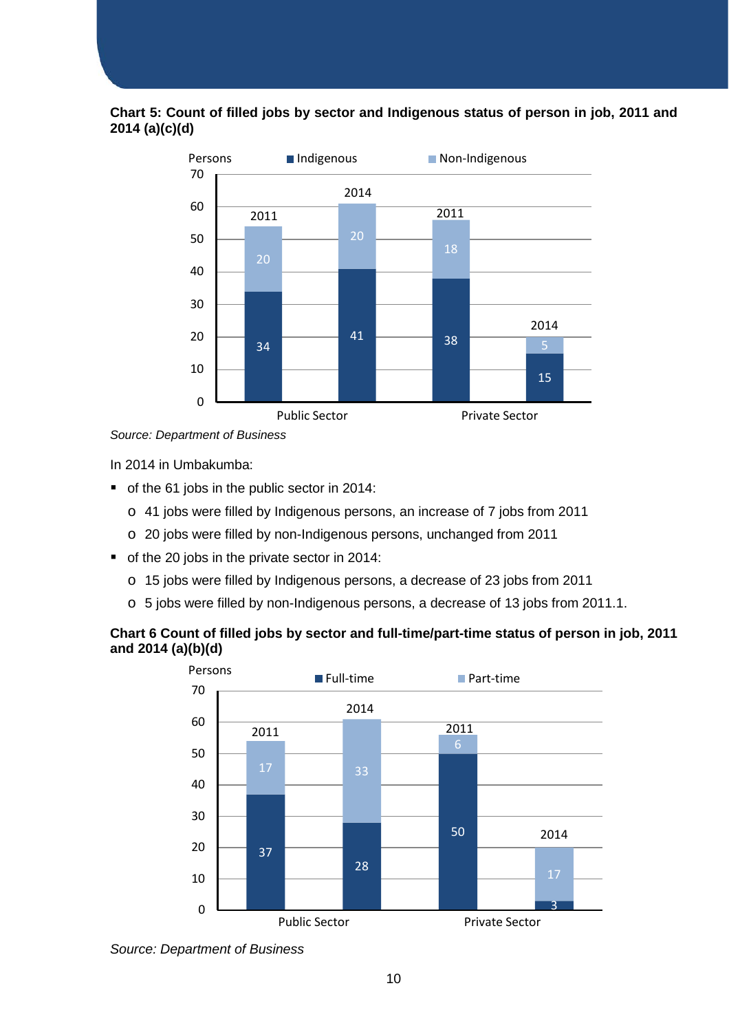**Chart 5: Count of filled jobs by sector and Indigenous status of person in job, 2011 and 2014 (a)(c)(d)**

| Sector | Year | Indigenous | Non-Indigenous |
|---|---|---|---|
| Public Sector | 2011 | 34 | 20 |
| Public Sector | 2014 | 41 | 20 |
| Private Sector | 2011 | 38 | 18 |
| Private Sector | 2014 | 15 | 5 |

*Source: Department of Business*

In 2014 in Umbakumba:

- of the 61 jobs in the public sector in 2014:
  - 41 jobs were filled by Indigenous persons, an increase of 7 jobs from 2011
  - 20 jobs were filled by non-Indigenous persons, unchanged from 2011
- of the 20 jobs in the private sector in 2014:
  - 15 jobs were filled by Indigenous persons, a decrease of 23 jobs from 2011
  - 5 jobs were filled by non-Indigenous persons, a decrease of 13 jobs from 2011.1.

**Chart 6 Count of filled jobs by sector and full-time/part-time status of person in job, 2011 and 2014 (a)(b)(d)**

| Sector | Year | Full-time | Part-time |
|---|---|---|---|
| Public Sector | 2011 | 37 | 17 |
| Public Sector | 2014 | 28 | 33 |
| Private Sector | 2011 | 50 | 6 |
| Private Sector | 2014 | 3 | 17 |

*Source: Department of Business*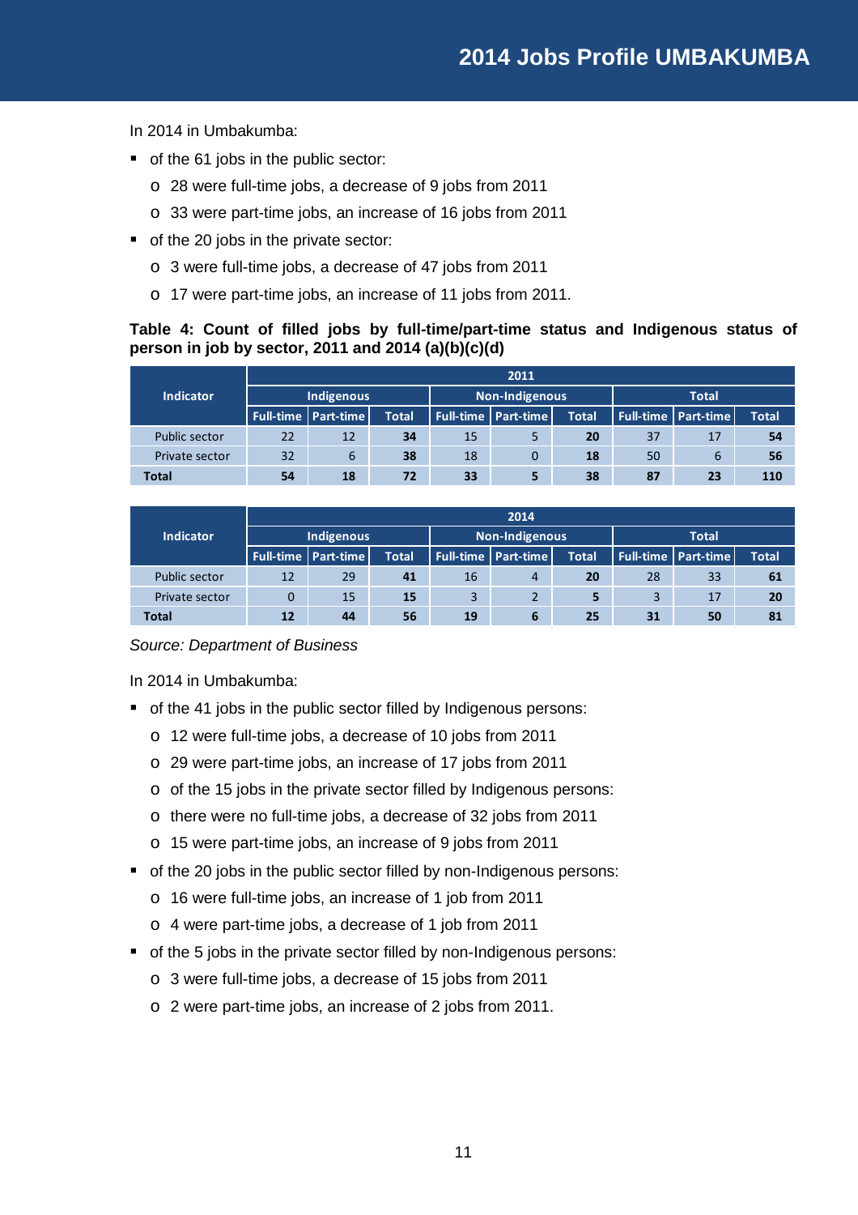In 2014 in Umbakumba:

- of the 61 jobs in the public sector:
  - 28 were full-time jobs, a decrease of 9 jobs from 2011
  - 33 were part-time jobs, an increase of 16 jobs from 2011
- of the 20 jobs in the private sector:
  - 3 were full-time jobs, a decrease of 47 jobs from 2011
  - 17 were part-time jobs, an increase of 11 jobs from 2011.

**Table 4: Count of filled jobs by full-time/part-time status and Indigenous status of person in job by sector, 2011 and 2014 (a)(b)(c)(d)**

| Indicator | 2011 | | | | | | | | |
|---|---|---|---|---|---|---|---|---|---|
| | Indigenous | | | Non-Indigenous | | | Total | | |
| | Full-time | Part-time | Total | Full-time | Part-time | Total | Full-time | Part-time | Total |
| Public sector | 22 | 12 | **34** | 15 | 5 | **20** | 37 | 17 | **54** |
| Private sector | 32 | 6 | **38** | 18 | 0 | **18** | 50 | 6 | **56** |
| **Total** | **54** | **18** | **72** | **33** | **5** | **38** | **87** | **23** | **110** |

| Indicator | 2014 | | | | | | | | |
|---|---|---|---|---|---|---|---|---|---|
| | Indigenous | | | Non-Indigenous | | | Total | | |
| | Full-time | Part-time | Total | Full-time | Part-time | Total | Full-time | Part-time | Total |
| Public sector | 12 | 29 | **41** | 16 | 4 | **20** | 28 | 33 | **61** |
| Private sector | 0 | 15 | **15** | 3 | 2 | **5** | 3 | 17 | **20** |
| **Total** | **12** | **44** | **56** | **19** | **6** | **25** | **31** | **50** | **81** |

*Source: Department of Business*

In 2014 in Umbakumba:

- of the 41 jobs in the public sector filled by Indigenous persons:
  - 12 were full-time jobs, a decrease of 10 jobs from 2011
  - 29 were part-time jobs, an increase of 17 jobs from 2011
  - of the 15 jobs in the private sector filled by Indigenous persons:
  - there were no full-time jobs, a decrease of 32 jobs from 2011
  - 15 were part-time jobs, an increase of 9 jobs from 2011
- of the 20 jobs in the public sector filled by non-Indigenous persons:
  - 16 were full-time jobs, an increase of 1 job from 2011
  - 4 were part-time jobs, a decrease of 1 job from 2011
- of the 5 jobs in the private sector filled by non-Indigenous persons:
  - 3 were full-time jobs, a decrease of 15 jobs from 2011
  - 2 were part-time jobs, an increase of 2 jobs from 2011.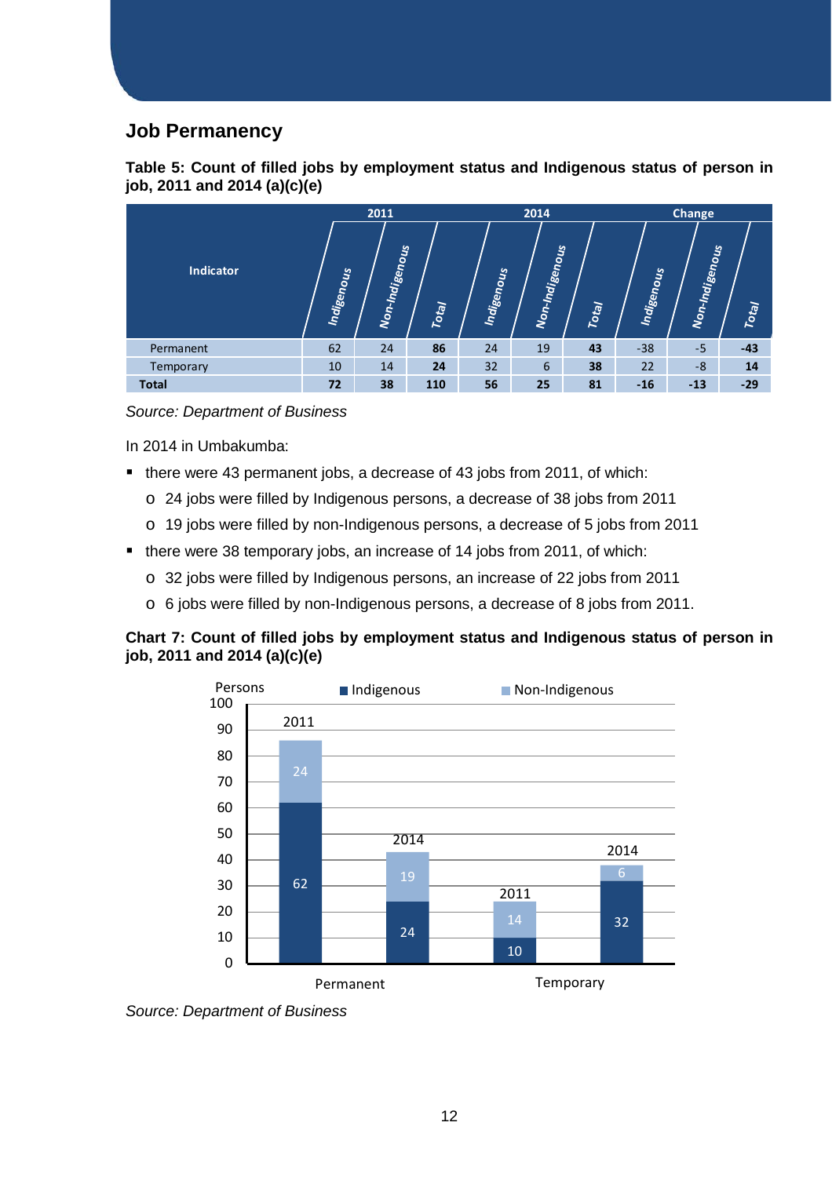## Job Permanency

**Table 5: Count of filled jobs by employment status and Indigenous status of person in job, 2011 and 2014 (a)(c)(e)**

| Indicator | 2011 | | | 2014 | | | Change | | |
|---|---|---|---|---|---|---|---|---|---|
| | Indigenous | Non-Indigenous | Total | Indigenous | Non-Indigenous | Total | Indigenous | Non-Indigenous | Total |
| Permanent | 62 | 24 | **86** | 24 | 19 | **43** | -38 | -5 | **-43** |
| Temporary | 10 | 14 | **24** | 32 | 6 | **38** | 22 | -8 | **14** |
| **Total** | **72** | **38** | **110** | **56** | **25** | **81** | **-16** | **-13** | **-29** |

*Source: Department of Business*

In 2014 in Umbakumba:

- there were 43 permanent jobs, a decrease of 43 jobs from 2011, of which:
  - 24 jobs were filled by Indigenous persons, a decrease of 38 jobs from 2011
  - 19 jobs were filled by non-Indigenous persons, a decrease of 5 jobs from 2011
- there were 38 temporary jobs, an increase of 14 jobs from 2011, of which:
  - 32 jobs were filled by Indigenous persons, an increase of 22 jobs from 2011
  - 6 jobs were filled by non-Indigenous persons, a decrease of 8 jobs from 2011.

**Chart 7: Count of filled jobs by employment status and Indigenous status of person in job, 2011 and 2014 (a)(c)(e)**

| | Indigenous | Non-Indigenous |
|---|---|---|
| Permanent 2011 | 62 | 24 |
| Permanent 2014 | 24 | 19 |
| Temporary 2011 | 10 | 14 |
| Temporary 2014 | 32 | 6 |

*Source: Department of Business*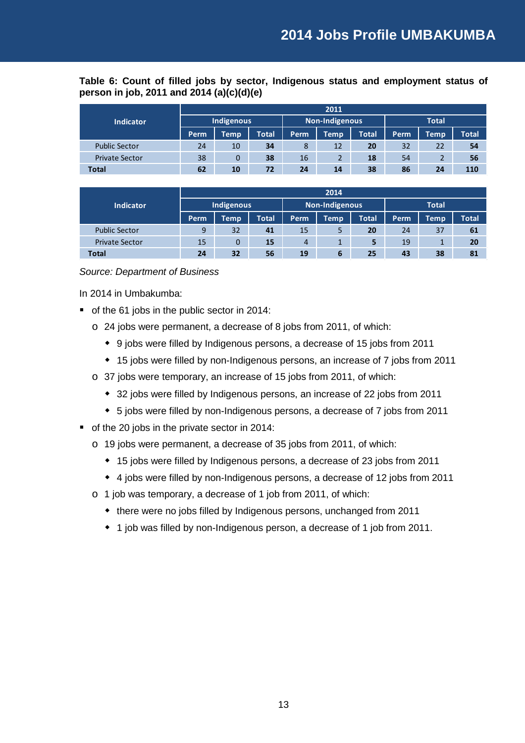**Table 6: Count of filled jobs by sector, Indigenous status and employment status of person in job, 2011 and 2014 (a)(c)(d)(e)**

| Indicator | 2011 | | | | | | | | |
|---|---|---|---|---|---|---|---|---|---|
| | Indigenous | | | Non-Indigenous | | | Total | | |
| | Perm | Temp | Total | Perm | Temp | Total | Perm | Temp | Total |
| Public Sector | 24 | 10 | **34** | 8 | 12 | **20** | 32 | 22 | **54** |
| Private Sector | 38 | 0 | **38** | 16 | 2 | **18** | 54 | 2 | **56** |
| **Total** | **62** | **10** | **72** | **24** | **14** | **38** | **86** | **24** | **110** |

| Indicator | 2014 | | | | | | | | |
|---|---|---|---|---|---|---|---|---|---|
| | Indigenous | | | Non-Indigenous | | | Total | | |
| | Perm | Temp | Total | Perm | Temp | Total | Perm | Temp | Total |
| Public Sector | 9 | 32 | **41** | 15 | 5 | **20** | 24 | 37 | **61** |
| Private Sector | 15 | 0 | **15** | 4 | 1 | **5** | 19 | 1 | **20** |
| **Total** | **24** | **32** | **56** | **19** | **6** | **25** | **43** | **38** | **81** |

*Source: Department of Business*

In 2014 in Umbakumba:

- of the 61 jobs in the public sector in 2014:
  - 24 jobs were permanent, a decrease of 8 jobs from 2011, of which:
    - 9 jobs were filled by Indigenous persons, a decrease of 15 jobs from 2011
    - 15 jobs were filled by non-Indigenous persons, an increase of 7 jobs from 2011
  - 37 jobs were temporary, an increase of 15 jobs from 2011, of which:
    - 32 jobs were filled by Indigenous persons, an increase of 22 jobs from 2011
    - 5 jobs were filled by non-Indigenous persons, a decrease of 7 jobs from 2011
- of the 20 jobs in the private sector in 2014:
  - 19 jobs were permanent, a decrease of 35 jobs from 2011, of which:
    - 15 jobs were filled by Indigenous persons, a decrease of 23 jobs from 2011
    - 4 jobs were filled by non-Indigenous persons, a decrease of 12 jobs from 2011
  - 1 job was temporary, a decrease of 1 job from 2011, of which:
    - there were no jobs filled by Indigenous persons, unchanged from 2011
    - 1 job was filled by non-Indigenous person, a decrease of 1 job from 2011.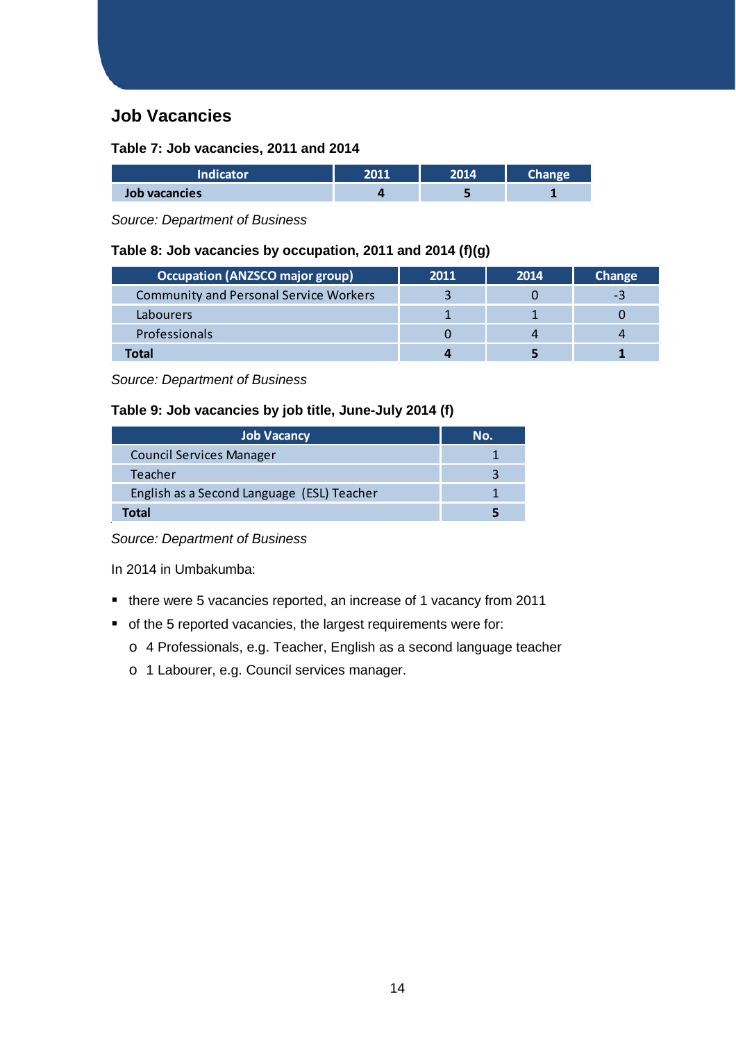## Job Vacancies

**Table 7: Job vacancies, 2011 and 2014**

| Indicator | 2011 | 2014 | Change |
|---|---|---|---|
| **Job vacancies** | **4** | **5** | **1** |

*Source: Department of Business*

**Table 8: Job vacancies by occupation, 2011 and 2014 (f)(g)**

| Occupation (ANZSCO major group) | 2011 | 2014 | Change |
|---|---|---|---|
| Community and Personal Service Workers | 3 | 0 | -3 |
| Labourers | 1 | 1 | 0 |
| Professionals | 0 | 4 | 4 |
| **Total** | **4** | **5** | **1** |

*Source: Department of Business*

**Table 9: Job vacancies by job title, June-July 2014 (f)**

| Job Vacancy | No. |
|---|---|
| Council Services Manager | 1 |
| Teacher | 3 |
| English as a Second Language (ESL) Teacher | 1 |
| **Total** | **5** |

*Source: Department of Business*

In 2014 in Umbakumba:

- there were 5 vacancies reported, an increase of 1 vacancy from 2011
- of the 5 reported vacancies, the largest requirements were for:
  - 4 Professionals, e.g. Teacher, English as a second language teacher
  - 1 Labourer, e.g. Council services manager.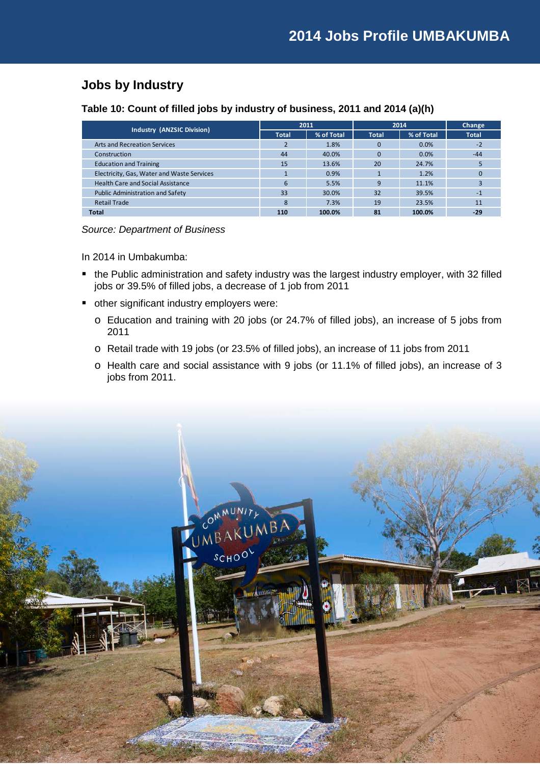## Jobs by Industry

**Table 10: Count of filled jobs by industry of business, 2011 and 2014 (a)(h)**

| Industry (ANZSIC Division) | 2011 | | 2014 | | Change |
|---|---|---|---|---|---|
| | Total | % of Total | Total | % of Total | Total |
| Arts and Recreation Services | 2 | 1.8% | 0 | 0.0% | -2 |
| Construction | 44 | 40.0% | 0 | 0.0% | -44 |
| Education and Training | 15 | 13.6% | 20 | 24.7% | 5 |
| Electricity, Gas, Water and Waste Services | 1 | 0.9% | 1 | 1.2% | 0 |
| Health Care and Social Assistance | 6 | 5.5% | 9 | 11.1% | 3 |
| Public Administration and Safety | 33 | 30.0% | 32 | 39.5% | -1 |
| Retail Trade | 8 | 7.3% | 19 | 23.5% | 11 |
| **Total** | **110** | **100.0%** | **81** | **100.0%** | **-29** |

*Source: Department of Business*

In 2014 in Umbakumba:

- the Public administration and safety industry was the largest industry employer, with 32 filled jobs or 39.5% of filled jobs, a decrease of 1 job from 2011
- other significant industry employers were:
  - Education and training with 20 jobs (or 24.7% of filled jobs), an increase of 5 jobs from 2011
  - Retail trade with 19 jobs (or 23.5% of filled jobs), an increase of 11 jobs from 2011
  - Health care and social assistance with 9 jobs (or 11.1% of filled jobs), an increase of 3 jobs from 2011.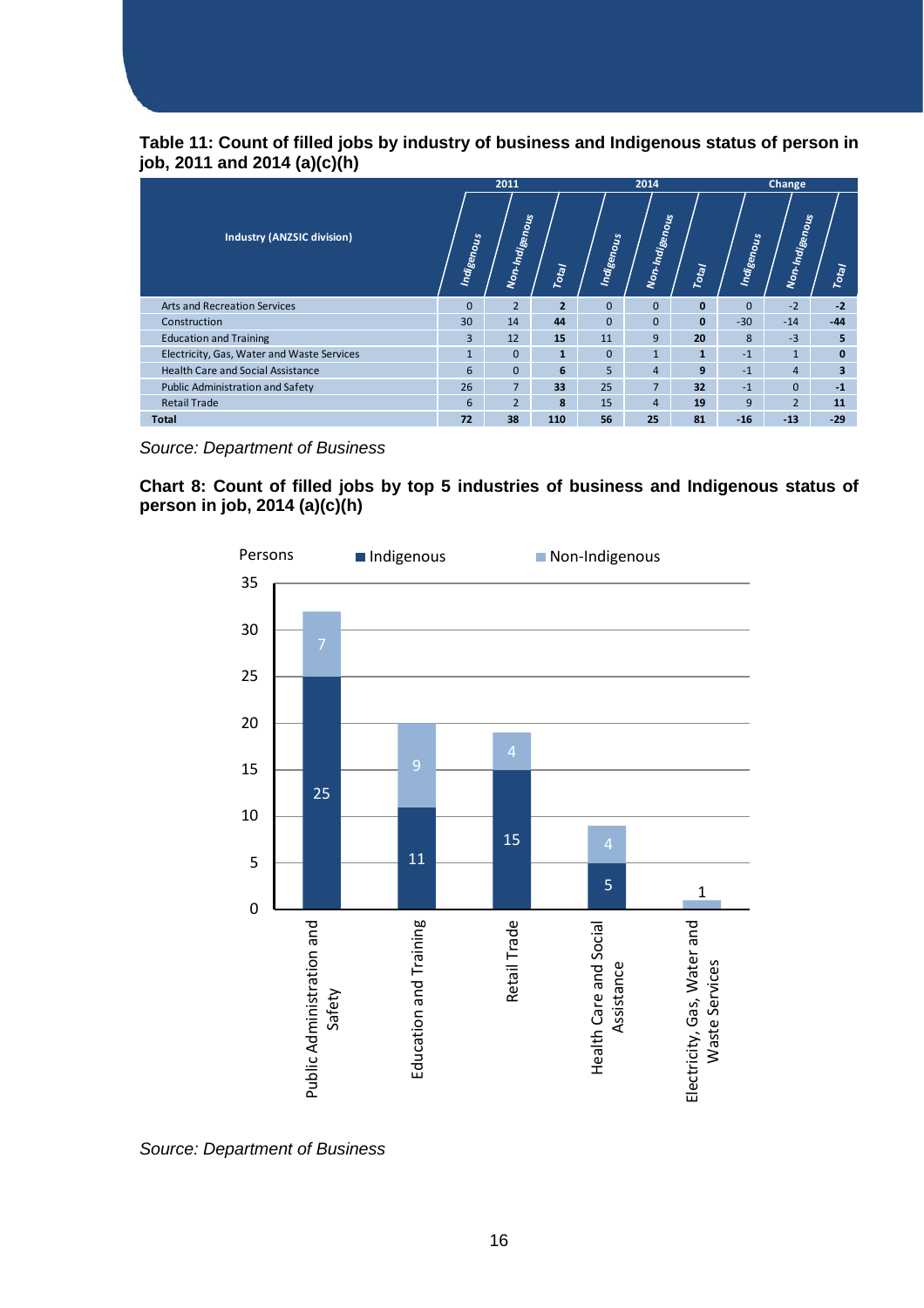**Table 11: Count of filled jobs by industry of business and Indigenous status of person in job, 2011 and 2014 (a)(c)(h)**

| Industry (ANZSIC division) | 2011 | | | 2014 | | | Change | | |
|---|---|---|---|---|---|---|---|---|---|
| | Indigenous | Non-Indigenous | Total | Indigenous | Non-Indigenous | Total | Indigenous | Non-Indigenous | Total |
| Arts and Recreation Services | 0 | 2 | **2** | 0 | 0 | **0** | 0 | -2 | **-2** |
| Construction | 30 | 14 | **44** | 0 | 0 | **0** | -30 | -14 | **-44** |
| Education and Training | 3 | 12 | **15** | 11 | 9 | **20** | 8 | -3 | **5** |
| Electricity, Gas, Water and Waste Services | 1 | 0 | **1** | 0 | 1 | **1** | -1 | 1 | **0** |
| Health Care and Social Assistance | 6 | 0 | **6** | 5 | 4 | **9** | -1 | 4 | **3** |
| Public Administration and Safety | 26 | 7 | **33** | 25 | 7 | **32** | -1 | 0 | **-1** |
| Retail Trade | 6 | 2 | **8** | 15 | 4 | **19** | 9 | 2 | **11** |
| **Total** | **72** | **38** | **110** | **56** | **25** | **81** | **-16** | **-13** | **-29** |

*Source: Department of Business*

**Chart 8: Count of filled jobs by top 5 industries of business and Indigenous status of person in job, 2014 (a)(c)(h)**

| Industry | Indigenous | Non-Indigenous |
|---|---|---|
| Public Administration and Safety | 25 | 7 |
| Education and Training | 11 | 9 |
| Retail Trade | 15 | 4 |
| Health Care and Social Assistance | 5 | 4 |
| Electricity, Gas, Water and Waste Services | | 1 |

*Source: Department of Business*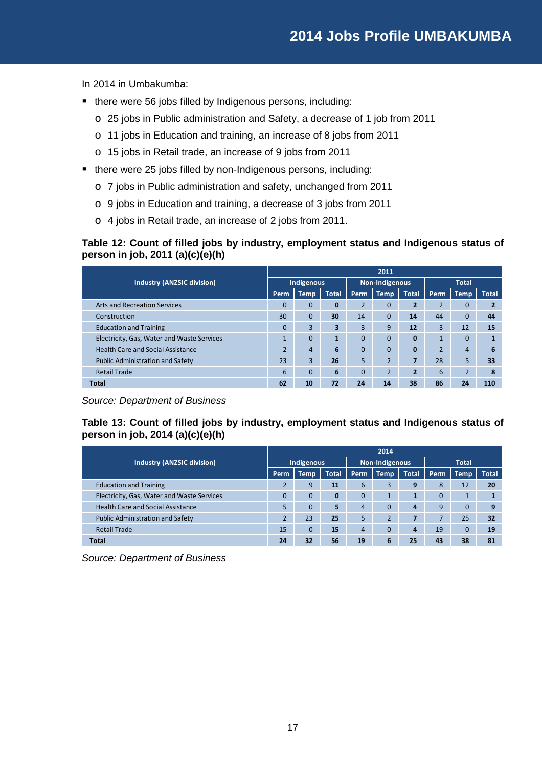# 2014 Jobs Profile UMBAKUMBA

In 2014 in Umbakumba:

- there were 56 jobs filled by Indigenous persons, including:
  - 25 jobs in Public administration and Safety, a decrease of 1 job from 2011
  - 11 jobs in Education and training, an increase of 8 jobs from 2011
  - 15 jobs in Retail trade, an increase of 9 jobs from 2011
- there were 25 jobs filled by non-Indigenous persons, including:
  - 7 jobs in Public administration and safety, unchanged from 2011
  - 9 jobs in Education and training, a decrease of 3 jobs from 2011
  - 4 jobs in Retail trade, an increase of 2 jobs from 2011.

**Table 12: Count of filled jobs by industry, employment status and Indigenous status of person in job, 2011 (a)(c)(e)(h)**

| Industry (ANZSIC division) | 2011 | | | | | | | | |
|---|---|---|---|---|---|---|---|---|---|
| | Indigenous | | | Non-Indigenous | | | Total | | |
| | Perm | Temp | Total | Perm | Temp | Total | Perm | Temp | Total |
| Arts and Recreation Services | 0 | 0 | **0** | 2 | 0 | **2** | 2 | 0 | **2** |
| Construction | 30 | 0 | **30** | 14 | 0 | **14** | 44 | 0 | **44** |
| Education and Training | 0 | 3 | **3** | 3 | 9 | **12** | 3 | 12 | **15** |
| Electricity, Gas, Water and Waste Services | 1 | 0 | **1** | 0 | 0 | **0** | 1 | 0 | **1** |
| Health Care and Social Assistance | 2 | 4 | **6** | 0 | 0 | **0** | 2 | 4 | **6** |
| Public Administration and Safety | 23 | 3 | **26** | 5 | 2 | **7** | 28 | 5 | **33** |
| Retail Trade | 6 | 0 | **6** | 0 | 2 | **2** | 6 | 2 | **8** |
| **Total** | **62** | **10** | **72** | **24** | **14** | **38** | **86** | **24** | **110** |

*Source: Department of Business*

**Table 13: Count of filled jobs by industry, employment status and Indigenous status of person in job, 2014 (a)(c)(e)(h)**

| Industry (ANZSIC division) | 2014 | | | | | | | | |
|---|---|---|---|---|---|---|---|---|---|
| | Indigenous | | | Non-Indigenous | | | Total | | |
| | Perm | Temp | Total | Perm | Temp | Total | Perm | Temp | Total |
| Education and Training | 2 | 9 | **11** | 6 | 3 | **9** | 8 | 12 | **20** |
| Electricity, Gas, Water and Waste Services | 0 | 0 | **0** | 0 | 1 | **1** | 0 | 1 | **1** |
| Health Care and Social Assistance | 5 | 0 | **5** | 4 | 0 | **4** | 9 | 0 | **9** |
| Public Administration and Safety | 2 | 23 | **25** | 5 | 2 | **7** | 7 | 25 | **32** |
| Retail Trade | 15 | 0 | **15** | 4 | 0 | **4** | 19 | 0 | **19** |
| **Total** | **24** | **32** | **56** | **19** | **6** | **25** | **43** | **38** | **81** |

*Source: Department of Business*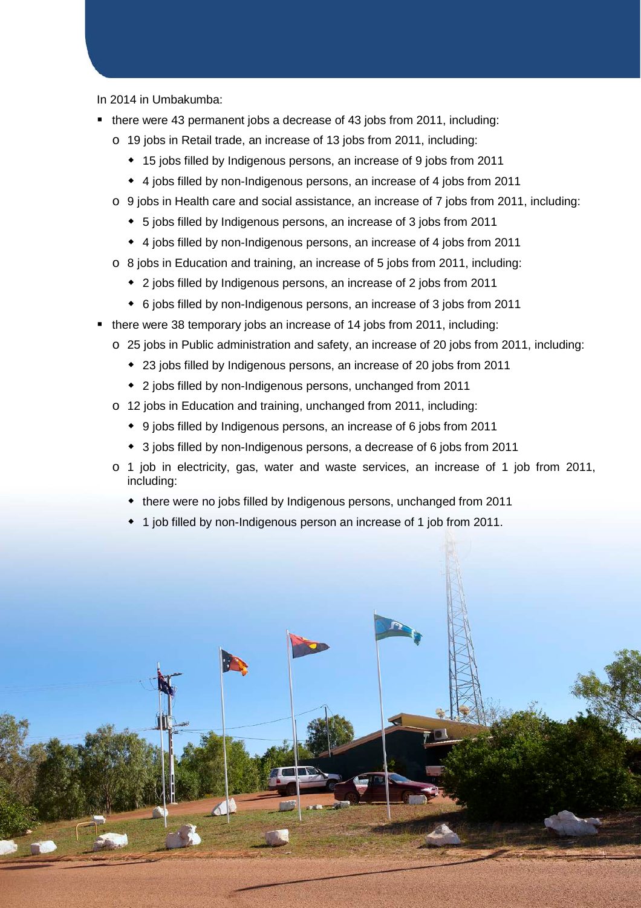In 2014 in Umbakumba:

- there were 43 permanent jobs a decrease of 43 jobs from 2011, including:
  - 19 jobs in Retail trade, an increase of 13 jobs from 2011, including:
    - 15 jobs filled by Indigenous persons, an increase of 9 jobs from 2011
    - 4 jobs filled by non-Indigenous persons, an increase of 4 jobs from 2011
  - 9 jobs in Health care and social assistance, an increase of 7 jobs from 2011, including:
    - 5 jobs filled by Indigenous persons, an increase of 3 jobs from 2011
    - 4 jobs filled by non-Indigenous persons, an increase of 4 jobs from 2011
  - 8 jobs in Education and training, an increase of 5 jobs from 2011, including:
    - 2 jobs filled by Indigenous persons, an increase of 2 jobs from 2011
    - 6 jobs filled by non-Indigenous persons, an increase of 3 jobs from 2011
- there were 38 temporary jobs an increase of 14 jobs from 2011, including:
  - 25 jobs in Public administration and safety, an increase of 20 jobs from 2011, including:
    - 23 jobs filled by Indigenous persons, an increase of 20 jobs from 2011
    - 2 jobs filled by non-Indigenous persons, unchanged from 2011
  - 12 jobs in Education and training, unchanged from 2011, including:
    - 9 jobs filled by Indigenous persons, an increase of 6 jobs from 2011
    - 3 jobs filled by non-Indigenous persons, a decrease of 6 jobs from 2011
  - 1 job in electricity, gas, water and waste services, an increase of 1 job from 2011, including:
    - there were no jobs filled by Indigenous persons, unchanged from 2011
    - 1 job filled by non-Indigenous person an increase of 1 job from 2011.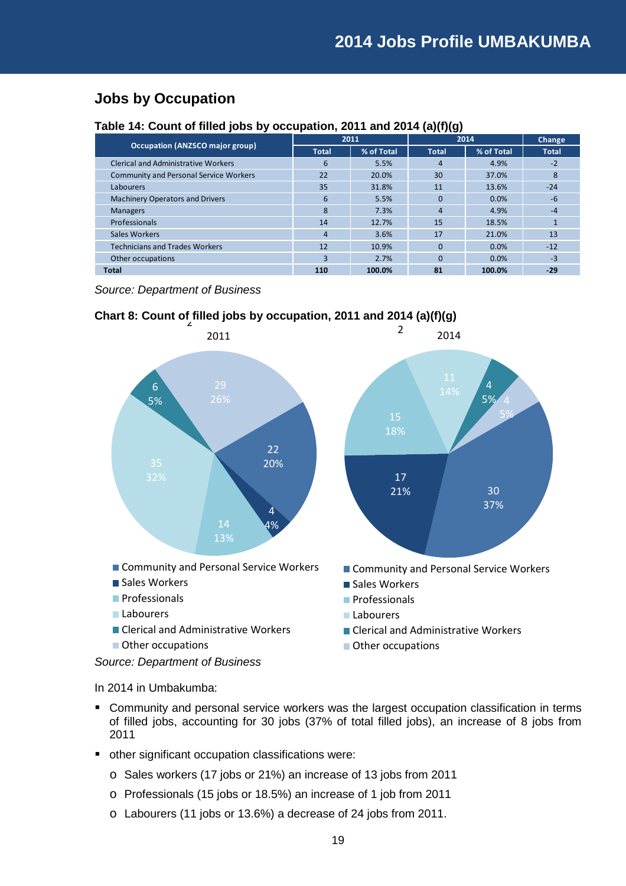## Jobs by Occupation

**Table 14: Count of filled jobs by occupation, 2011 and 2014 (a)(f)(g)**

| Occupation (ANZSCO major group) | 2011 | | 2014 | | Change |
|---|---|---|---|---|---|
| | Total | % of Total | Total | % of Total | Total |
| Clerical and Administrative Workers | 6 | 5.5% | 4 | 4.9% | -2 |
| Community and Personal Service Workers | 22 | 20.0% | 30 | 37.0% | 8 |
| Labourers | 35 | 31.8% | 11 | 13.6% | -24 |
| Machinery Operators and Drivers | 6 | 5.5% | 0 | 0.0% | -6 |
| Managers | 8 | 7.3% | 4 | 4.9% | -4 |
| Professionals | 14 | 12.7% | 15 | 18.5% | 1 |
| Sales Workers | 4 | 3.6% | 17 | 21.0% | 13 |
| Technicians and Trades Workers | 12 | 10.9% | 0 | 0.0% | -12 |
| Other occupations | 3 | 2.7% | 0 | 0.0% | -3 |
| **Total** | **110** | **100.0%** | **81** | **100.0%** | **-29** |

*Source: Department of Business*

**Chart 8: Count of filled jobs by occupation, 2011 and 2014 (a)(f)(g)**

*Source: Department of Business*

In 2014 in Umbakumba:

- Community and personal service workers was the largest occupation classification in terms of filled jobs, accounting for 30 jobs (37% of total filled jobs), an increase of 8 jobs from 2011
- other significant occupation classifications were:
  - Sales workers (17 jobs or 21%) an increase of 13 jobs from 2011
  - Professionals (15 jobs or 18.5%) an increase of 1 job from 2011
  - Labourers (11 jobs or 13.6%) a decrease of 24 jobs from 2011.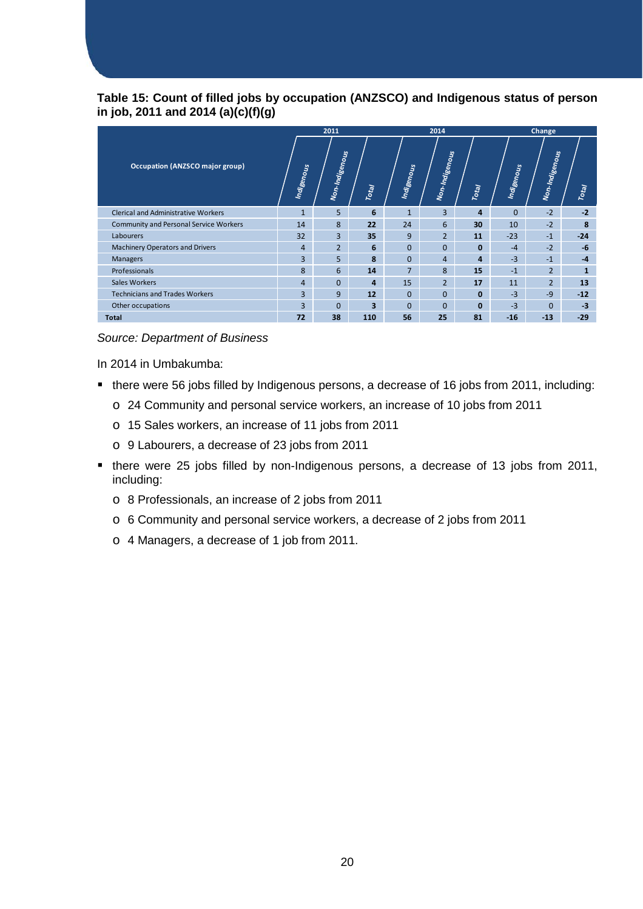**Table 15: Count of filled jobs by occupation (ANZSCO) and Indigenous status of person in job, 2011 and 2014 (a)(c)(f)(g)**

| Occupation (ANZSCO major group) | 2011 | | | 2014 | | | Change | | |
|---|---|---|---|---|---|---|---|---|---|
| | Indigenous | Non-Indigenous | Total | Indigenous | Non-Indigenous | Total | Indigenous | Non-Indigenous | Total |
| Clerical and Administrative Workers | 1 | 5 | **6** | 1 | 3 | **4** | 0 | -2 | **-2** |
| Community and Personal Service Workers | 14 | 8 | **22** | 24 | 6 | **30** | 10 | -2 | **8** |
| Labourers | 32 | 3 | **35** | 9 | 2 | **11** | -23 | -1 | **-24** |
| Machinery Operators and Drivers | 4 | 2 | **6** | 0 | 0 | **0** | -4 | -2 | **-6** |
| Managers | 3 | 5 | **8** | 0 | 4 | **4** | -3 | -1 | **-4** |
| Professionals | 8 | 6 | **14** | 7 | 8 | **15** | -1 | 2 | **1** |
| Sales Workers | 4 | 0 | **4** | 15 | 2 | **17** | 11 | 2 | **13** |
| Technicians and Trades Workers | 3 | 9 | **12** | 0 | 0 | **0** | -3 | -9 | **-12** |
| Other occupations | 3 | 0 | **3** | 0 | 0 | **0** | -3 | 0 | **-3** |
| **Total** | **72** | **38** | **110** | **56** | **25** | **81** | **-16** | **-13** | **-29** |

*Source: Department of Business*

In 2014 in Umbakumba:

- there were 56 jobs filled by Indigenous persons, a decrease of 16 jobs from 2011, including:
  - 24 Community and personal service workers, an increase of 10 jobs from 2011
  - 15 Sales workers, an increase of 11 jobs from 2011
  - 9 Labourers, a decrease of 23 jobs from 2011
- there were 25 jobs filled by non-Indigenous persons, a decrease of 13 jobs from 2011, including:
  - 8 Professionals, an increase of 2 jobs from 2011
  - 6 Community and personal service workers, a decrease of 2 jobs from 2011
  - 4 Managers, a decrease of 1 job from 2011.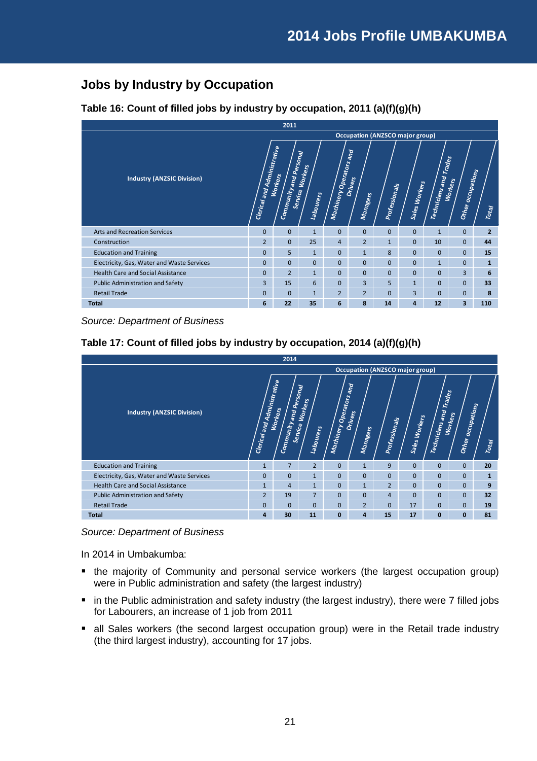## Jobs by Industry by Occupation

**Table 16: Count of filled jobs by industry by occupation, 2011 (a)(f)(g)(h)**

| Industry (ANZSIC Division) | 2011 | | | | | | | | | |
|---|---|---|---|---|---|---|---|---|---|---|
| | Occupation (ANZSCO major group) | | | | | | | | | |
| | Clerical and Administrative Workers | Community and Personal Service Workers | Labourers | Machinery Operators and Drivers | Managers | Professionals | Sales Workers | Technicians and Trades Workers | Other occupations | Total |
| Arts and Recreation Services | 0 | 0 | 1 | 0 | 0 | 0 | 0 | 1 | 0 | **2** |
| Construction | 2 | 0 | 25 | 4 | 2 | 1 | 0 | 10 | 0 | **44** |
| Education and Training | 0 | 5 | 1 | 0 | 1 | 8 | 0 | 0 | 0 | **15** |
| Electricity, Gas, Water and Waste Services | 0 | 0 | 0 | 0 | 0 | 0 | 0 | 1 | 0 | **1** |
| Health Care and Social Assistance | 0 | 2 | 1 | 0 | 0 | 0 | 0 | 0 | 3 | **6** |
| Public Administration and Safety | 3 | 15 | 6 | 0 | 3 | 5 | 1 | 0 | 0 | **33** |
| Retail Trade | 0 | 0 | 1 | 2 | 2 | 0 | 3 | 0 | 0 | **8** |
| **Total** | **6** | **22** | **35** | **6** | **8** | **14** | **4** | **12** | **3** | **110** |

*Source: Department of Business*

**Table 17: Count of filled jobs by industry by occupation, 2014 (a)(f)(g)(h)**

| Industry (ANZSIC Division) | 2014 | | | | | | | | | |
|---|---|---|---|---|---|---|---|---|---|---|
| | Occupation (ANZSCO major group) | | | | | | | | | |
| | Clerical and Administrative Workers | Community and Personal Service Workers | Labourers | Machinery Operators and Drivers | Managers | Professionals | Sales Workers | Technicians and Trades Workers | Other occupations | Total |
| Education and Training | 1 | 7 | 2 | 0 | 1 | 9 | 0 | 0 | 0 | **20** |
| Electricity, Gas, Water and Waste Services | 0 | 0 | 1 | 0 | 0 | 0 | 0 | 0 | 0 | **1** |
| Health Care and Social Assistance | 1 | 4 | 1 | 0 | 1 | 2 | 0 | 0 | 0 | **9** |
| Public Administration and Safety | 2 | 19 | 7 | 0 | 0 | 4 | 0 | 0 | 0 | **32** |
| Retail Trade | 0 | 0 | 0 | 0 | 2 | 0 | 17 | 0 | 0 | **19** |
| **Total** | **4** | **30** | **11** | **0** | **4** | **15** | **17** | **0** | **0** | **81** |

*Source: Department of Business*

In 2014 in Umbakumba:

- the majority of Community and personal service workers (the largest occupation group) were in Public administration and safety (the largest industry)
- in the Public administration and safety industry (the largest industry), there were 7 filled jobs for Labourers, an increase of 1 job from 2011
- all Sales workers (the second largest occupation group) were in the Retail trade industry (the third largest industry), accounting for 17 jobs.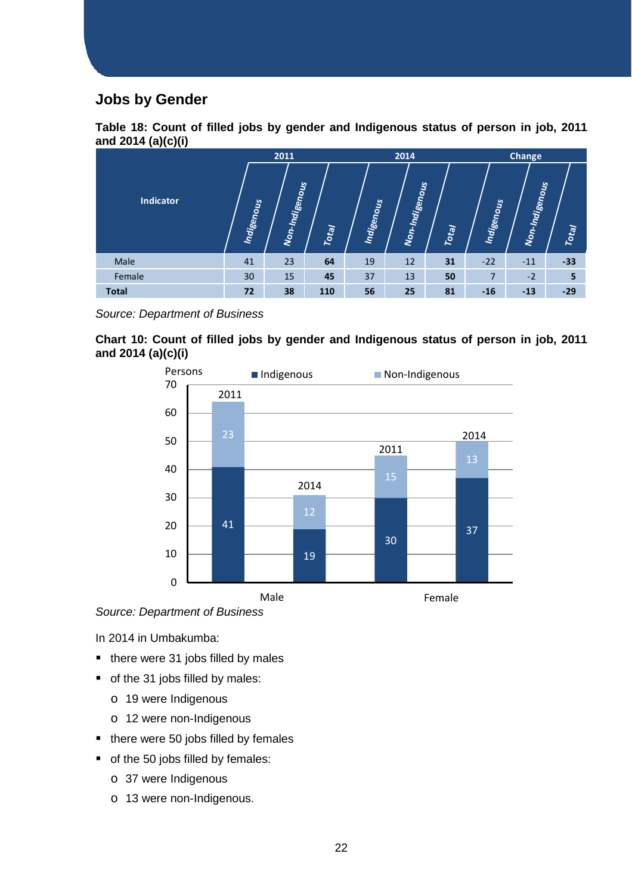## Jobs by Gender

**Table 18: Count of filled jobs by gender and Indigenous status of person in job, 2011 and 2014 (a)(c)(i)**

| Indicator | 2011 | | | 2014 | | | Change | | |
|---|---|---|---|---|---|---|---|---|---|
| | Indigenous | Non-Indigenous | Total | Indigenous | Non-Indigenous | Total | Indigenous | Non-Indigenous | Total |
| Male | 41 | 23 | **64** | 19 | 12 | **31** | -22 | -11 | **-33** |
| Female | 30 | 15 | **45** | 37 | 13 | **50** | 7 | -2 | **5** |
| **Total** | **72** | **38** | **110** | **56** | **25** | **81** | **-16** | **-13** | **-29** |

*Source: Department of Business*

**Chart 10: Count of filled jobs by gender and Indigenous status of person in job, 2011 and 2014 (a)(c)(i)**

| | Indigenous | Non-Indigenous |
|---|---|---|
| Male 2011 | 41 | 23 |
| Male 2014 | 19 | 12 |
| Female 2011 | 30 | 15 |
| Female 2014 | 37 | 13 |

*Source: Department of Business*

In 2014 in Umbakumba:

- there were 31 jobs filled by males
- of the 31 jobs filled by males:
  - 19 were Indigenous
  - 12 were non-Indigenous
- there were 50 jobs filled by females
- of the 50 jobs filled by females:
  - 37 were Indigenous
  - 13 were non-Indigenous.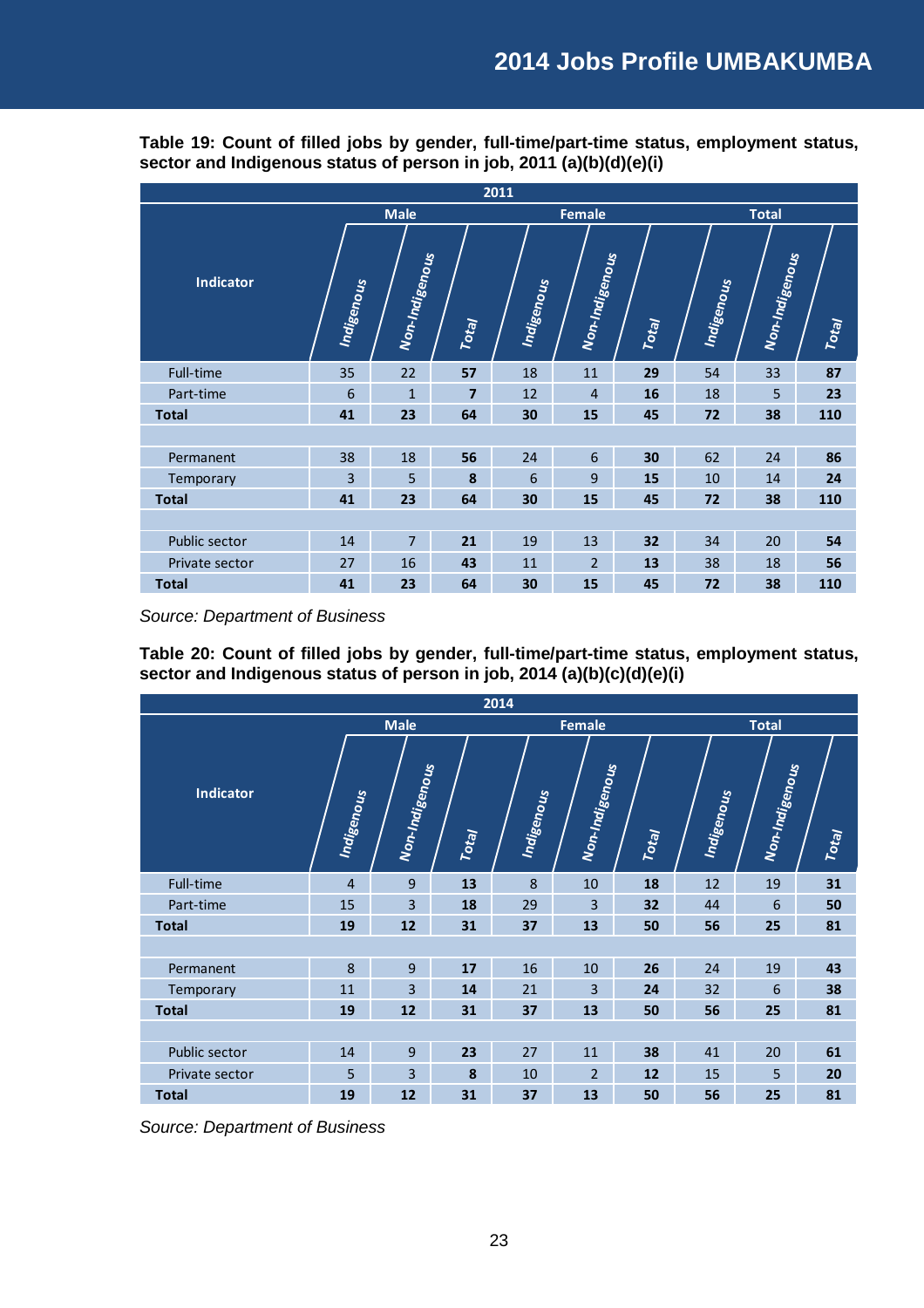**Table 19: Count of filled jobs by gender, full-time/part-time status, employment status, sector and Indigenous status of person in job, 2011 (a)(b)(d)(e)(i)**

| Indicator | 2011 | | | | | | | | |
|---|---|---|---|---|---|---|---|---|---|
| | Male | | | Female | | | Total | | |
| | Indigenous | Non-Indigenous | Total | Indigenous | Non-Indigenous | Total | Indigenous | Non-Indigenous | Total |
| Full-time | 35 | 22 | **57** | 18 | 11 | **29** | 54 | 33 | **87** |
| Part-time | 6 | 1 | **7** | 12 | 4 | **16** | 18 | 5 | **23** |
| **Total** | **41** | **23** | **64** | **30** | **15** | **45** | **72** | **38** | **110** |
| | | | | | | | | | |
| Permanent | 38 | 18 | **56** | 24 | 6 | **30** | 62 | 24 | **86** |
| Temporary | 3 | 5 | **8** | 6 | 9 | **15** | 10 | 14 | **24** |
| **Total** | **41** | **23** | **64** | **30** | **15** | **45** | **72** | **38** | **110** |
| | | | | | | | | | |
| Public sector | 14 | 7 | **21** | 19 | 13 | **32** | 34 | 20 | **54** |
| Private sector | 27 | 16 | **43** | 11 | 2 | **13** | 38 | 18 | **56** |
| **Total** | **41** | **23** | **64** | **30** | **15** | **45** | **72** | **38** | **110** |

*Source: Department of Business*

**Table 20: Count of filled jobs by gender, full-time/part-time status, employment status, sector and Indigenous status of person in job, 2014 (a)(b)(c)(d)(e)(i)**

| Indicator | 2014 | | | | | | | | |
|---|---|---|---|---|---|---|---|---|---|
| | Male | | | Female | | | Total | | |
| | Indigenous | Non-Indigenous | Total | Indigenous | Non-Indigenous | Total | Indigenous | Non-Indigenous | Total |
| Full-time | 4 | 9 | **13** | 8 | 10 | **18** | 12 | 19 | **31** |
| Part-time | 15 | 3 | **18** | 29 | 3 | **32** | 44 | 6 | **50** |
| **Total** | **19** | **12** | **31** | **37** | **13** | **50** | **56** | **25** | **81** |
| | | | | | | | | | |
| Permanent | 8 | 9 | **17** | 16 | 10 | **26** | 24 | 19 | **43** |
| Temporary | 11 | 3 | **14** | 21 | 3 | **24** | 32 | 6 | **38** |
| **Total** | **19** | **12** | **31** | **37** | **13** | **50** | **56** | **25** | **81** |
| | | | | | | | | | |
| Public sector | 14 | 9 | **23** | 27 | 11 | **38** | 41 | 20 | **61** |
| Private sector | 5 | 3 | **8** | 10 | 2 | **12** | 15 | 5 | **20** |
| **Total** | **19** | **12** | **31** | **37** | **13** | **50** | **56** | **25** | **81** |

*Source: Department of Business*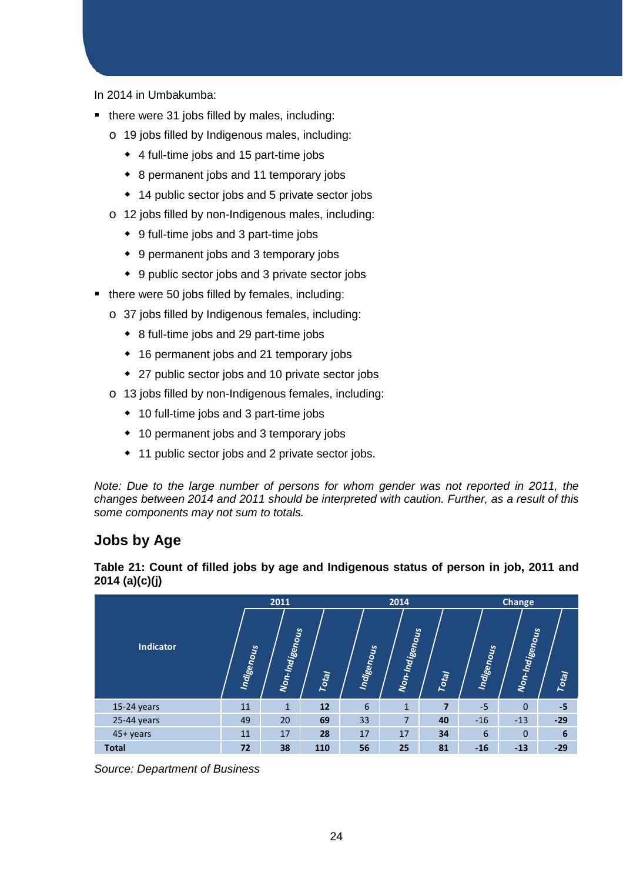In 2014 in Umbakumba:

- there were 31 jobs filled by males, including:
  - 19 jobs filled by Indigenous males, including:
    - 4 full-time jobs and 15 part-time jobs
    - 8 permanent jobs and 11 temporary jobs
    - 14 public sector jobs and 5 private sector jobs
  - 12 jobs filled by non-Indigenous males, including:
    - 9 full-time jobs and 3 part-time jobs
    - 9 permanent jobs and 3 temporary jobs
    - 9 public sector jobs and 3 private sector jobs
- there were 50 jobs filled by females, including:
  - 37 jobs filled by Indigenous females, including:
    - 8 full-time jobs and 29 part-time jobs
    - 16 permanent jobs and 21 temporary jobs
    - 27 public sector jobs and 10 private sector jobs
  - 13 jobs filled by non-Indigenous females, including:
    - 10 full-time jobs and 3 part-time jobs
    - 10 permanent jobs and 3 temporary jobs
    - 11 public sector jobs and 2 private sector jobs.

*Note: Due to the large number of persons for whom gender was not reported in 2011, the changes between 2014 and 2011 should be interpreted with caution. Further, as a result of this some components may not sum to totals.*

## Jobs by Age

**Table 21: Count of filled jobs by age and Indigenous status of person in job, 2011 and 2014 (a)(c)(j)**

| Indicator | 2011 | | | 2014 | | | Change | | |
|---|---|---|---|---|---|---|---|---|---|
| | Indigenous | Non-Indigenous | Total | Indigenous | Non-Indigenous | Total | Indigenous | Non-Indigenous | Total |
| 15-24 years | 11 | 1 | **12** | 6 | 1 | **7** | -5 | 0 | **-5** |
| 25-44 years | 49 | 20 | **69** | 33 | 7 | **40** | -16 | -13 | **-29** |
| 45+ years | 11 | 17 | **28** | 17 | 17 | **34** | 6 | 0 | **6** |
| **Total** | **72** | **38** | **110** | **56** | **25** | **81** | **-16** | **-13** | **-29** |

*Source: Department of Business*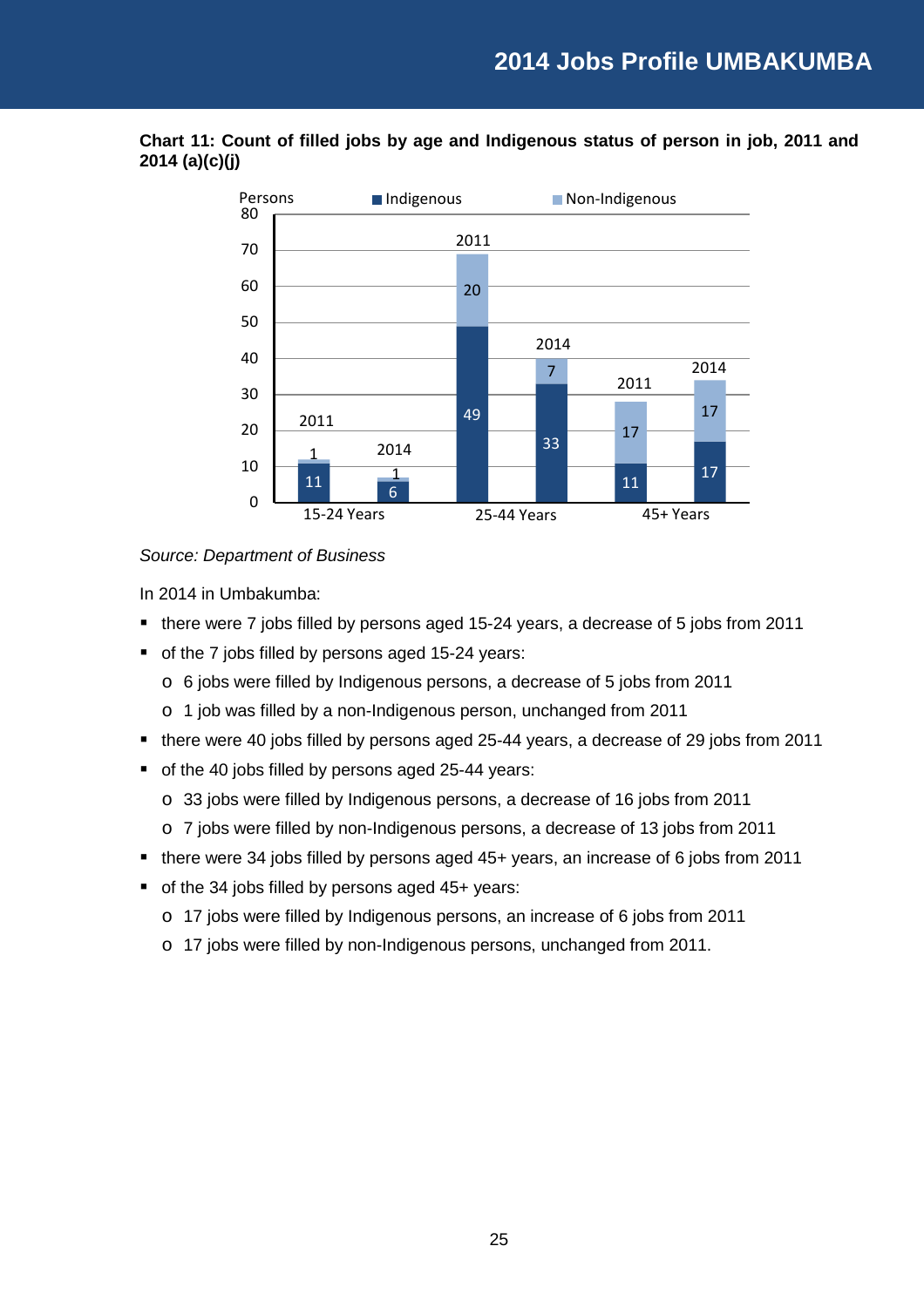**Chart 11: Count of filled jobs by age and Indigenous status of person in job, 2011 and 2014 (a)(c)(j)**

| Age group | Year | Indigenous | Non-Indigenous |
|---|---|---|---|
| 15-24 Years | 2011 | 11 | 1 |
| 15-24 Years | 2014 | 6 | 1 |
| 25-44 Years | 2011 | 49 | 20 |
| 25-44 Years | 2014 | 33 | 7 |
| 45+ Years | 2011 | 11 | 17 |
| 45+ Years | 2014 | 17 | 17 |

*Source: Department of Business*

In 2014 in Umbakumba:

- there were 7 jobs filled by persons aged 15-24 years, a decrease of 5 jobs from 2011
- of the 7 jobs filled by persons aged 15-24 years:
  - 6 jobs were filled by Indigenous persons, a decrease of 5 jobs from 2011
  - 1 job was filled by a non-Indigenous person, unchanged from 2011
- there were 40 jobs filled by persons aged 25-44 years, a decrease of 29 jobs from 2011
- of the 40 jobs filled by persons aged 25-44 years:
  - 33 jobs were filled by Indigenous persons, a decrease of 16 jobs from 2011
  - 7 jobs were filled by non-Indigenous persons, a decrease of 13 jobs from 2011
- there were 34 jobs filled by persons aged 45+ years, an increase of 6 jobs from 2011
- of the 34 jobs filled by persons aged 45+ years:
  - 17 jobs were filled by Indigenous persons, an increase of 6 jobs from 2011
  - 17 jobs were filled by non-Indigenous persons, unchanged from 2011.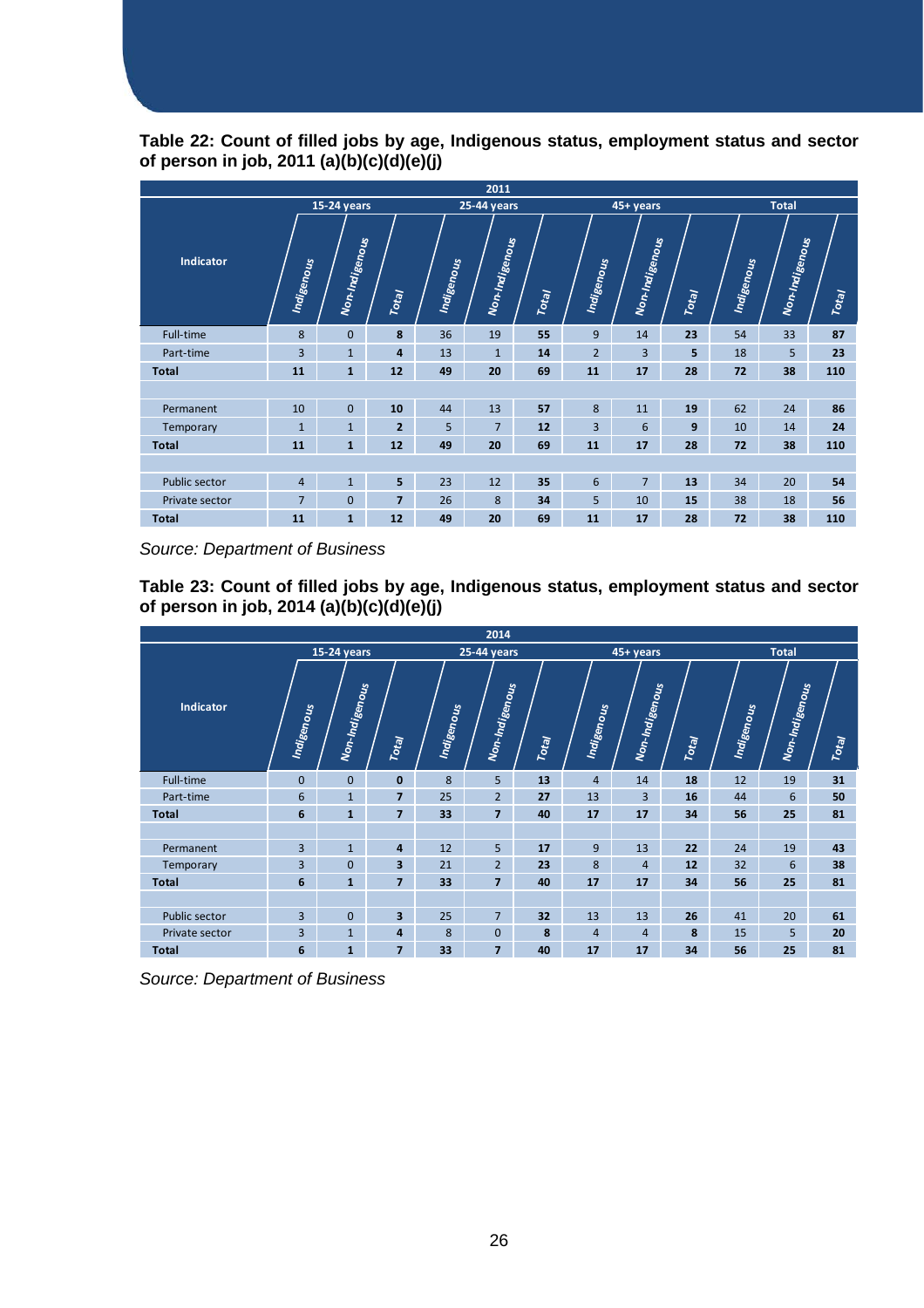**Table 22: Count of filled jobs by age, Indigenous status, employment status and sector of person in job, 2011 (a)(b)(c)(d)(e)(j)**

| Indicator | 2011 | | | | | | | | | | | |
|---|---|---|---|---|---|---|---|---|---|---|---|---|
| | 15-24 years | | | 25-44 years | | | 45+ years | | | Total | | |
| | Indigenous | Non-Indigenous | Total | Indigenous | Non-Indigenous | Total | Indigenous | Non-Indigenous | Total | Indigenous | Non-Indigenous | Total |
| Full-time | 8 | 0 | **8** | 36 | 19 | **55** | 9 | 14 | **23** | 54 | 33 | **87** |
| Part-time | 3 | 1 | **4** | 13 | 1 | **14** | 2 | 3 | **5** | 18 | 5 | **23** |
| **Total** | **11** | **1** | **12** | **49** | **20** | **69** | **11** | **17** | **28** | **72** | **38** | **110** |
| | | | | | | | | | | | | |
| Permanent | 10 | 0 | **10** | 44 | 13 | **57** | 8 | 11 | **19** | 62 | 24 | **86** |
| Temporary | 1 | 1 | **2** | 5 | 7 | **12** | 3 | 6 | **9** | 10 | 14 | **24** |
| **Total** | **11** | **1** | **12** | **49** | **20** | **69** | **11** | **17** | **28** | **72** | **38** | **110** |
| | | | | | | | | | | | | |
| Public sector | 4 | 1 | **5** | 23 | 12 | **35** | 6 | 7 | **13** | 34 | 20 | **54** |
| Private sector | 7 | 0 | **7** | 26 | 8 | **34** | 5 | 10 | **15** | 38 | 18 | **56** |
| **Total** | **11** | **1** | **12** | **49** | **20** | **69** | **11** | **17** | **28** | **72** | **38** | **110** |

*Source: Department of Business*

**Table 23: Count of filled jobs by age, Indigenous status, employment status and sector of person in job, 2014 (a)(b)(c)(d)(e)(j)**

| Indicator | 2014 | | | | | | | | | | | |
|---|---|---|---|---|---|---|---|---|---|---|---|---|
| | 15-24 years | | | 25-44 years | | | 45+ years | | | Total | | |
| | Indigenous | Non-Indigenous | Total | Indigenous | Non-Indigenous | Total | Indigenous | Non-Indigenous | Total | Indigenous | Non-Indigenous | Total |
| Full-time | 0 | 0 | **0** | 8 | 5 | **13** | 4 | 14 | **18** | 12 | 19 | **31** |
| Part-time | 6 | 1 | **7** | 25 | 2 | **27** | 13 | 3 | **16** | 44 | 6 | **50** |
| **Total** | **6** | **1** | **7** | **33** | **7** | **40** | **17** | **17** | **34** | **56** | **25** | **81** |
| | | | | | | | | | | | | |
| Permanent | 3 | 1 | **4** | 12 | 5 | **17** | 9 | 13 | **22** | 24 | 19 | **43** |
| Temporary | 3 | 0 | **3** | 21 | 2 | **23** | 8 | 4 | **12** | 32 | 6 | **38** |
| **Total** | **6** | **1** | **7** | **33** | **7** | **40** | **17** | **17** | **34** | **56** | **25** | **81** |
| | | | | | | | | | | | | |
| Public sector | 3 | 0 | **3** | 25 | 7 | **32** | 13 | 13 | **26** | 41 | 20 | **61** |
| Private sector | 3 | 1 | **4** | 8 | 0 | **8** | 4 | 4 | **8** | 15 | 5 | **20** |
| **Total** | **6** | **1** | **7** | **33** | **7** | **40** | **17** | **17** | **34** | **56** | **25** | **81** |

*Source: Department of Business*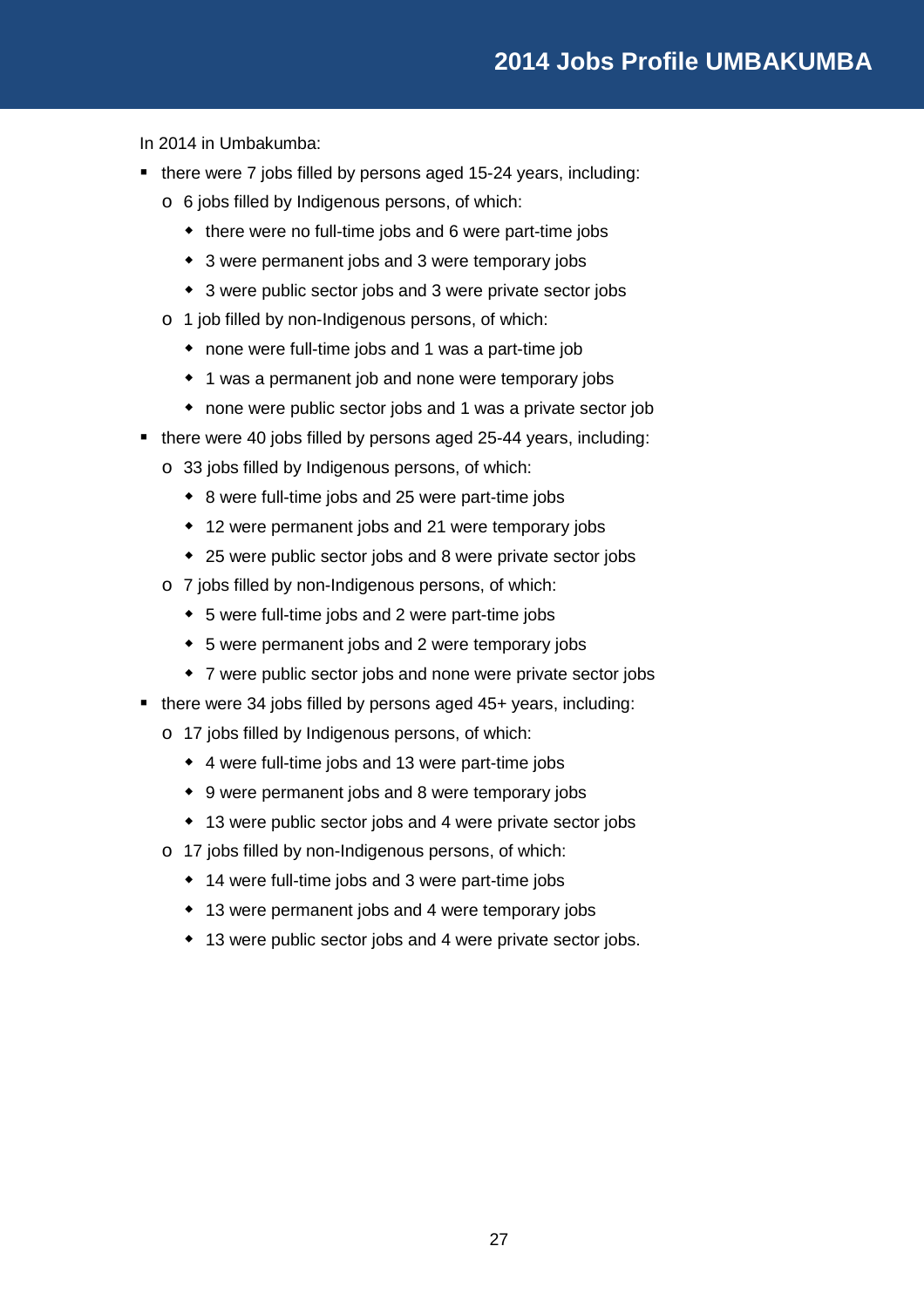# 2014 Jobs Profile UMBAKUMBA

In 2014 in Umbakumba:

- there were 7 jobs filled by persons aged 15-24 years, including:
  - 6 jobs filled by Indigenous persons, of which:
    - there were no full-time jobs and 6 were part-time jobs
    - 3 were permanent jobs and 3 were temporary jobs
    - 3 were public sector jobs and 3 were private sector jobs
  - 1 job filled by non-Indigenous persons, of which:
    - none were full-time jobs and 1 was a part-time job
    - 1 was a permanent job and none were temporary jobs
    - none were public sector jobs and 1 was a private sector job
- there were 40 jobs filled by persons aged 25-44 years, including:
  - 33 jobs filled by Indigenous persons, of which:
    - 8 were full-time jobs and 25 were part-time jobs
    - 12 were permanent jobs and 21 were temporary jobs
    - 25 were public sector jobs and 8 were private sector jobs
  - 7 jobs filled by non-Indigenous persons, of which:
    - 5 were full-time jobs and 2 were part-time jobs
    - 5 were permanent jobs and 2 were temporary jobs
    - 7 were public sector jobs and none were private sector jobs
- there were 34 jobs filled by persons aged 45+ years, including:
  - 17 jobs filled by Indigenous persons, of which:
    - 4 were full-time jobs and 13 were part-time jobs
    - 9 were permanent jobs and 8 were temporary jobs
    - 13 were public sector jobs and 4 were private sector jobs
  - 17 jobs filled by non-Indigenous persons, of which:
    - 14 were full-time jobs and 3 were part-time jobs
    - 13 were permanent jobs and 4 were temporary jobs
    - 13 were public sector jobs and 4 were private sector jobs.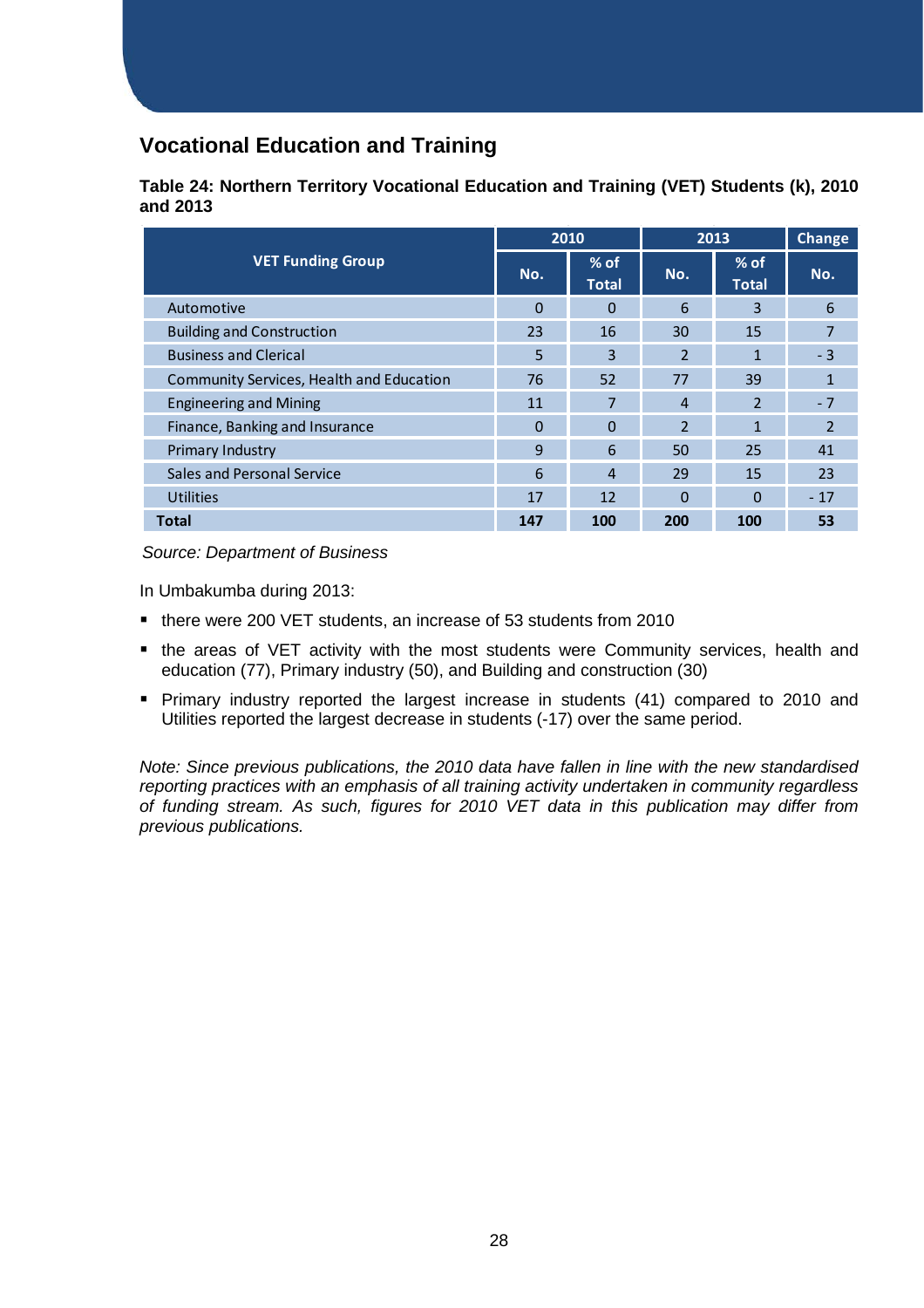## Vocational Education and Training

**Table 24: Northern Territory Vocational Education and Training (VET) Students (k), 2010 and 2013**

| VET Funding Group | 2010 | | 2013 | | Change |
|---|---|---|---|---|---|
| | No. | % of Total | No. | % of Total | No. |
| Automotive | 0 | 0 | 6 | 3 | 6 |
| Building and Construction | 23 | 16 | 30 | 15 | 7 |
| Business and Clerical | 5 | 3 | 2 | 1 | - 3 |
| Community Services, Health and Education | 76 | 52 | 77 | 39 | 1 |
| Engineering and Mining | 11 | 7 | 4 | 2 | - 7 |
| Finance, Banking and Insurance | 0 | 0 | 2 | 1 | 2 |
| Primary Industry | 9 | 6 | 50 | 25 | 41 |
| Sales and Personal Service | 6 | 4 | 29 | 15 | 23 |
| Utilities | 17 | 12 | 0 | 0 | - 17 |
| **Total** | **147** | **100** | **200** | **100** | **53** |

*Source: Department of Business*

In Umbakumba during 2013:

- there were 200 VET students, an increase of 53 students from 2010
- the areas of VET activity with the most students were Community services, health and education (77), Primary industry (50), and Building and construction (30)
- Primary industry reported the largest increase in students (41) compared to 2010 and Utilities reported the largest decrease in students (-17) over the same period.

*Note: Since previous publications, the 2010 data have fallen in line with the new standardised reporting practices with an emphasis of all training activity undertaken in community regardless of funding stream. As such, figures for 2010 VET data in this publication may differ from previous publications.*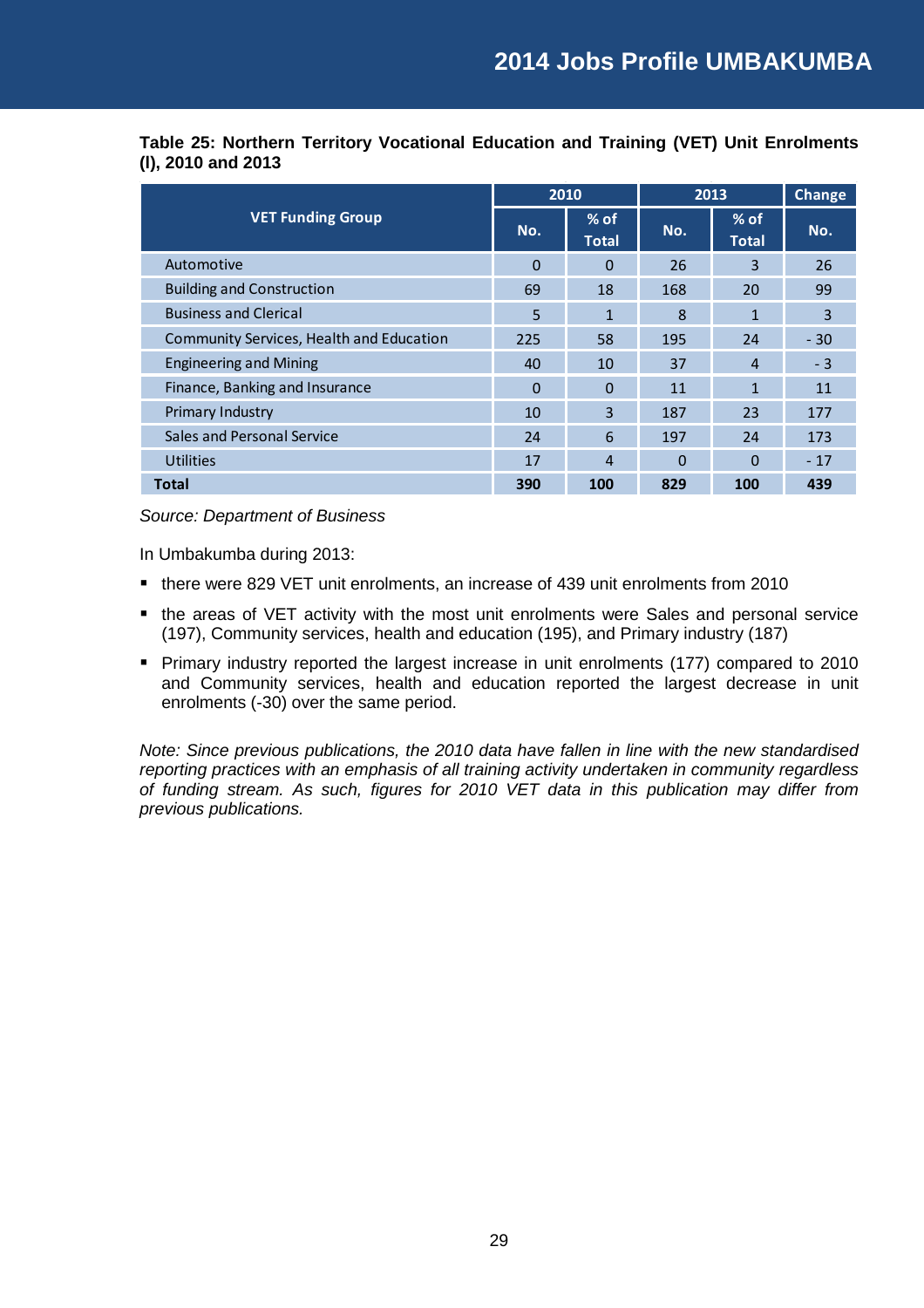**Table 25: Northern Territory Vocational Education and Training (VET) Unit Enrolments (I), 2010 and 2013**

| VET Funding Group | 2010 | | 2013 | | Change |
|---|---|---|---|---|---|
| | No. | % of Total | No. | % of Total | No. |
| Automotive | 0 | 0 | 26 | 3 | 26 |
| Building and Construction | 69 | 18 | 168 | 20 | 99 |
| Business and Clerical | 5 | 1 | 8 | 1 | 3 |
| Community Services, Health and Education | 225 | 58 | 195 | 24 | - 30 |
| Engineering and Mining | 40 | 10 | 37 | 4 | - 3 |
| Finance, Banking and Insurance | 0 | 0 | 11 | 1 | 11 |
| Primary Industry | 10 | 3 | 187 | 23 | 177 |
| Sales and Personal Service | 24 | 6 | 197 | 24 | 173 |
| Utilities | 17 | 4 | 0 | 0 | - 17 |
| **Total** | **390** | **100** | **829** | **100** | **439** |

*Source: Department of Business*

In Umbakumba during 2013:

- there were 829 VET unit enrolments, an increase of 439 unit enrolments from 2010
- the areas of VET activity with the most unit enrolments were Sales and personal service (197), Community services, health and education (195), and Primary industry (187)
- Primary industry reported the largest increase in unit enrolments (177) compared to 2010 and Community services, health and education reported the largest decrease in unit enrolments (-30) over the same period.

*Note: Since previous publications, the 2010 data have fallen in line with the new standardised reporting practices with an emphasis of all training activity undertaken in community regardless of funding stream. As such, figures for 2010 VET data in this publication may differ from previous publications.*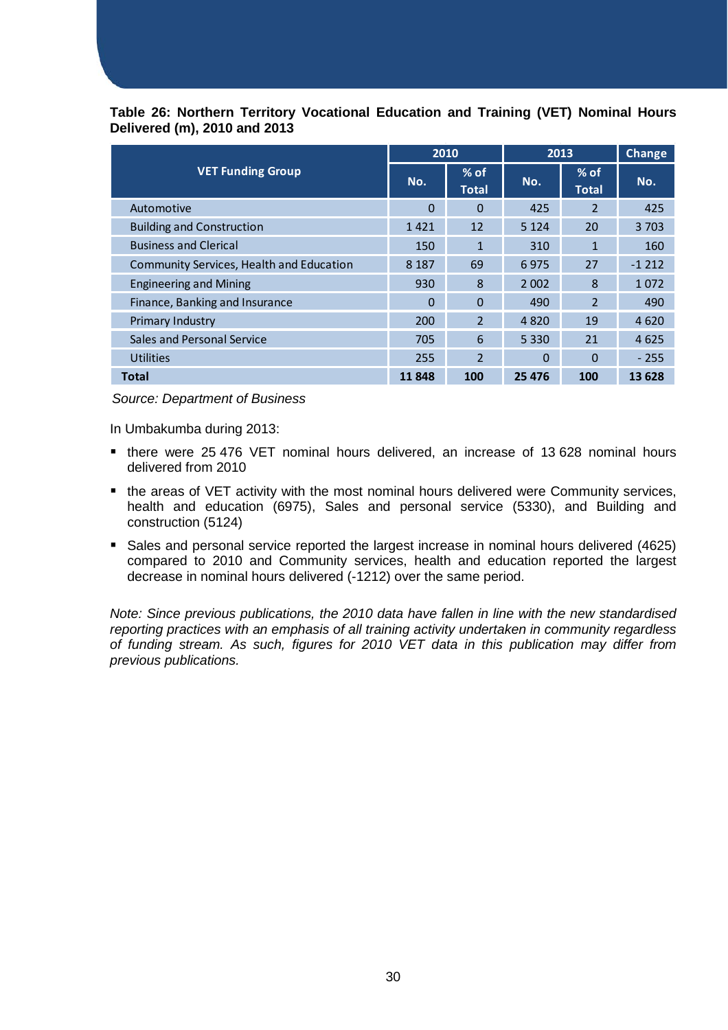**Table 26: Northern Territory Vocational Education and Training (VET) Nominal Hours Delivered (m), 2010 and 2013**

| VET Funding Group | 2010 | | 2013 | | Change |
|---|---|---|---|---|---|
| | No. | % of Total | No. | % of Total | No. |
| Automotive | 0 | 0 | 425 | 2 | 425 |
| Building and Construction | 1 421 | 12 | 5 124 | 20 | 3 703 |
| Business and Clerical | 150 | 1 | 310 | 1 | 160 |
| Community Services, Health and Education | 8 187 | 69 | 6 975 | 27 | -1 212 |
| Engineering and Mining | 930 | 8 | 2 002 | 8 | 1 072 |
| Finance, Banking and Insurance | 0 | 0 | 490 | 2 | 490 |
| Primary Industry | 200 | 2 | 4 820 | 19 | 4 620 |
| Sales and Personal Service | 705 | 6 | 5 330 | 21 | 4 625 |
| Utilities | 255 | 2 | 0 | 0 | - 255 |
| **Total** | **11 848** | **100** | **25 476** | **100** | **13 628** |

*Source: Department of Business*

In Umbakumba during 2013:

- there were 25 476 VET nominal hours delivered, an increase of 13 628 nominal hours delivered from 2010
- the areas of VET activity with the most nominal hours delivered were Community services, health and education (6975), Sales and personal service (5330), and Building and construction (5124)
- Sales and personal service reported the largest increase in nominal hours delivered (4625) compared to 2010 and Community services, health and education reported the largest decrease in nominal hours delivered (-1212) over the same period.

*Note: Since previous publications, the 2010 data have fallen in line with the new standardised reporting practices with an emphasis of all training activity undertaken in community regardless of funding stream. As such, figures for 2010 VET data in this publication may differ from previous publications.*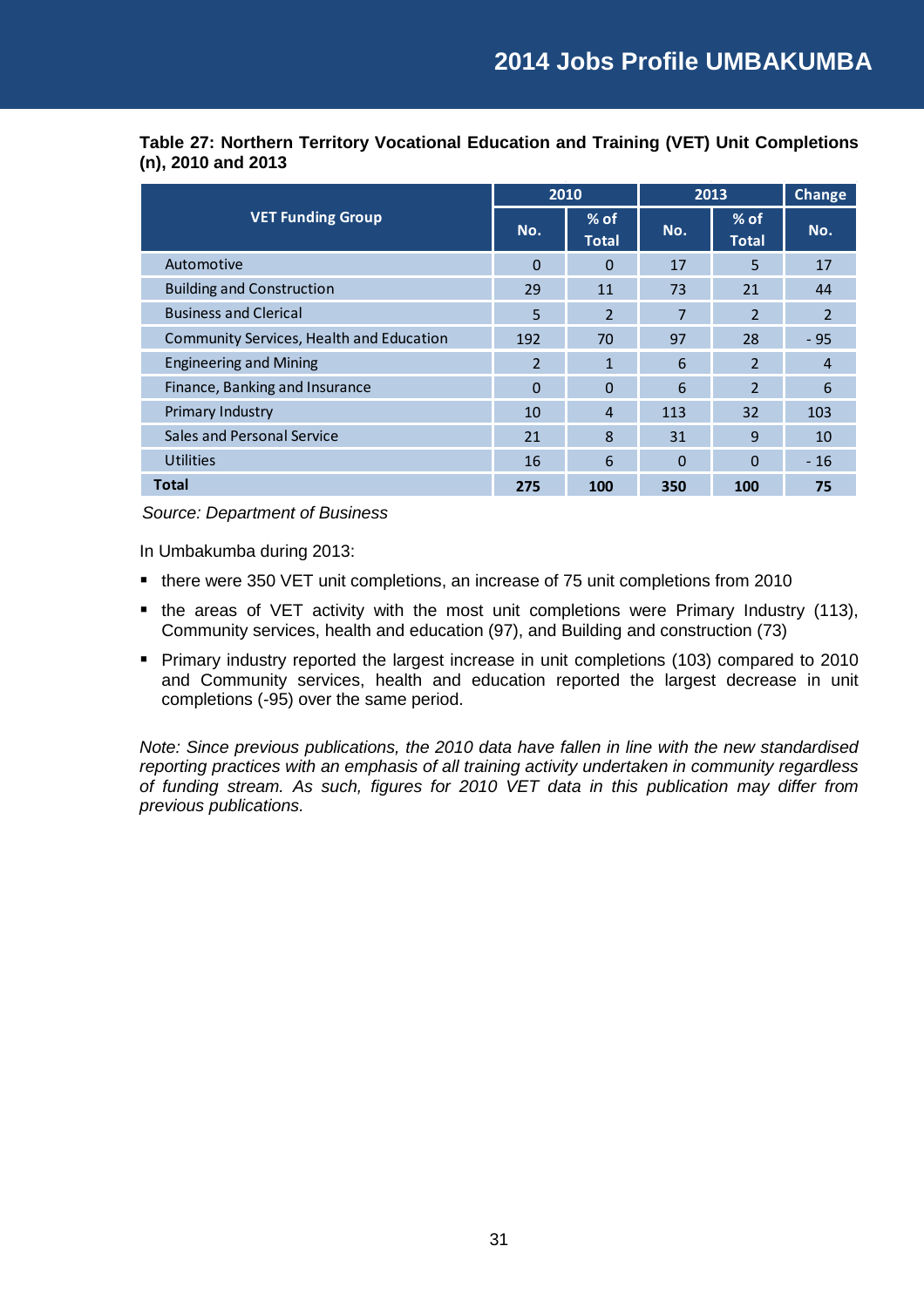**Table 27: Northern Territory Vocational Education and Training (VET) Unit Completions (n), 2010 and 2013**

| VET Funding Group | 2010 | | 2013 | | Change |
|---|---|---|---|---|---|
| | No. | % of Total | No. | % of Total | No. |
| Automotive | 0 | 0 | 17 | 5 | 17 |
| Building and Construction | 29 | 11 | 73 | 21 | 44 |
| Business and Clerical | 5 | 2 | 7 | 2 | 2 |
| Community Services, Health and Education | 192 | 70 | 97 | 28 | - 95 |
| Engineering and Mining | 2 | 1 | 6 | 2 | 4 |
| Finance, Banking and Insurance | 0 | 0 | 6 | 2 | 6 |
| Primary Industry | 10 | 4 | 113 | 32 | 103 |
| Sales and Personal Service | 21 | 8 | 31 | 9 | 10 |
| Utilities | 16 | 6 | 0 | 0 | - 16 |
| **Total** | **275** | **100** | **350** | **100** | **75** |

*Source: Department of Business*

In Umbakumba during 2013:

- there were 350 VET unit completions, an increase of 75 unit completions from 2010
- the areas of VET activity with the most unit completions were Primary Industry (113), Community services, health and education (97), and Building and construction (73)
- Primary industry reported the largest increase in unit completions (103) compared to 2010 and Community services, health and education reported the largest decrease in unit completions (-95) over the same period.

*Note: Since previous publications, the 2010 data have fallen in line with the new standardised reporting practices with an emphasis of all training activity undertaken in community regardless of funding stream. As such, figures for 2010 VET data in this publication may differ from previous publications.*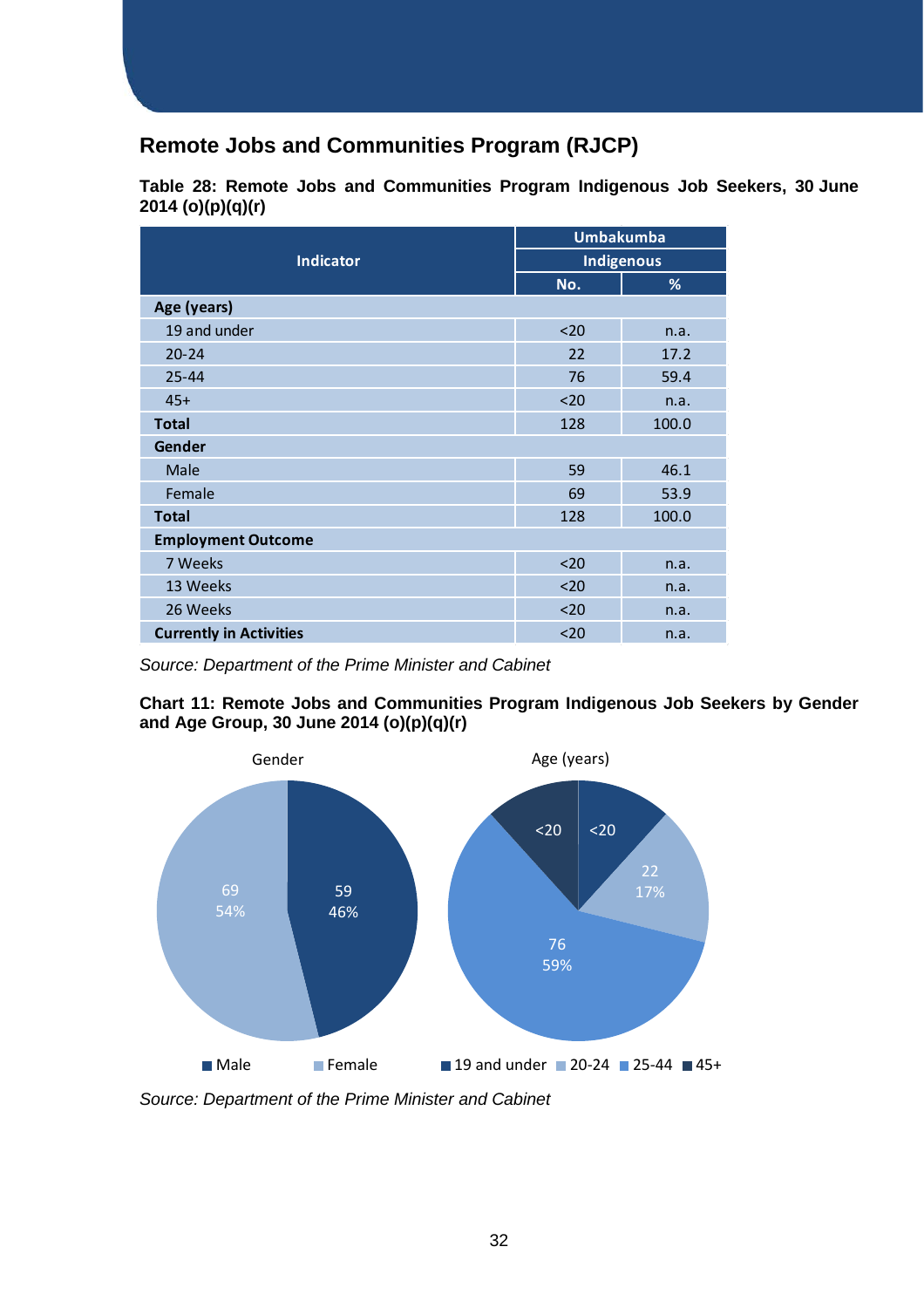## Remote Jobs and Communities Program (RJCP)

**Table 28: Remote Jobs and Communities Program Indigenous Job Seekers, 30 June 2014 (o)(p)(q)(r)**

| Indicator | Umbakumba | |
|---|---|---|
| | Indigenous | |
| | No. | % |
| **Age (years)** | | |
| 19 and under | <20 | n.a. |
| 20-24 | 22 | 17.2 |
| 25-44 | 76 | 59.4 |
| 45+ | <20 | n.a. |
| **Total** | 128 | 100.0 |
| **Gender** | | |
| Male | 59 | 46.1 |
| Female | 69 | 53.9 |
| **Total** | 128 | 100.0 |
| **Employment Outcome** | | |
| 7 Weeks | <20 | n.a. |
| 13 Weeks | <20 | n.a. |
| 26 Weeks | <20 | n.a. |
| **Currently in Activities** | <20 | n.a. |

*Source: Department of the Prime Minister and Cabinet*

**Chart 11: Remote Jobs and Communities Program Indigenous Job Seekers by Gender and Age Group, 30 June 2014 (o)(p)(q)(r)**

Gender

- Male: 59 (46%)
- Female: 69 (54%)

Age (years)

- 19 and under: <20
- 20-24: 22 (17%)
- 25-44: 76 (59%)
- 45+: <20

*Source: Department of the Prime Minister and Cabinet*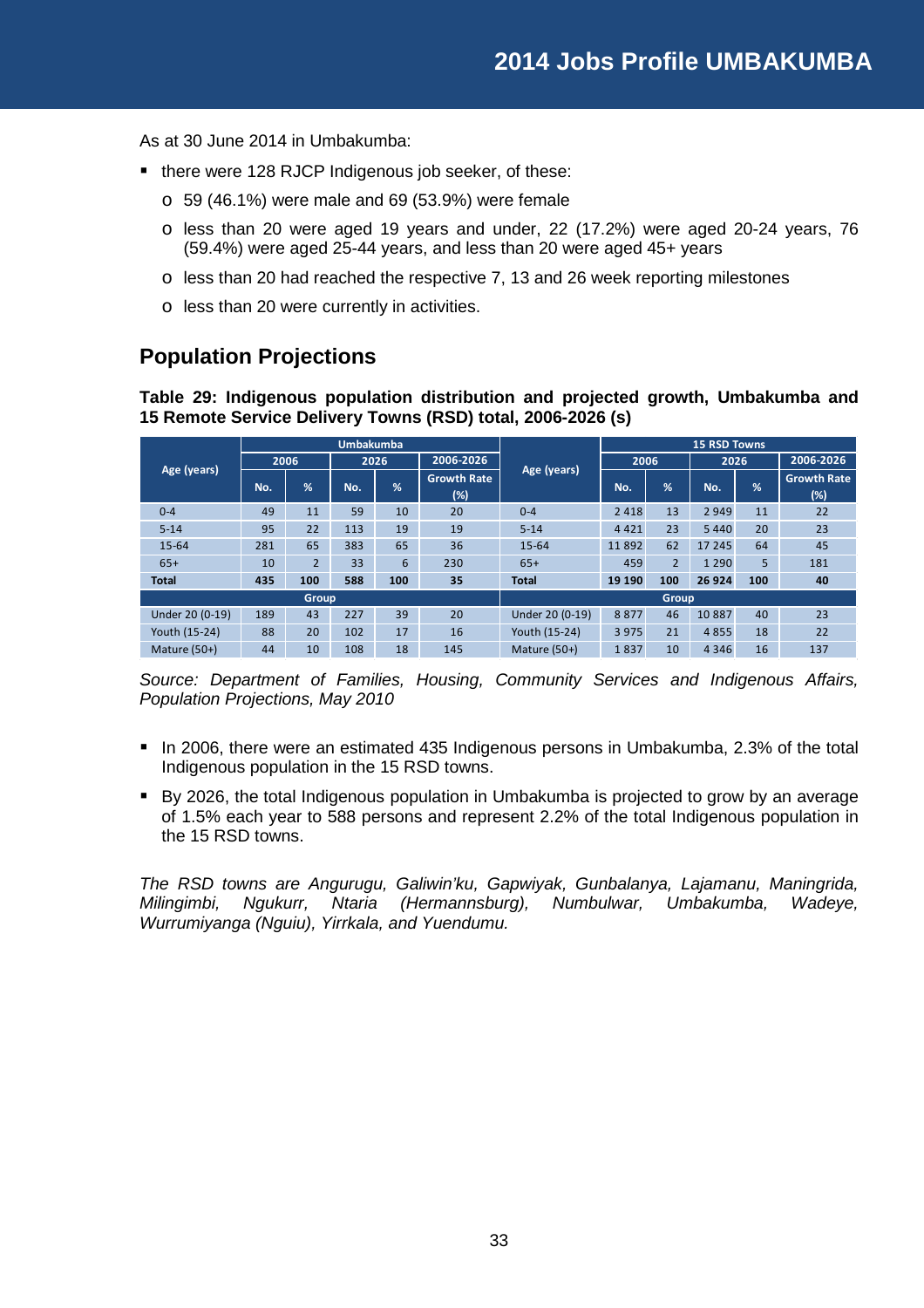As at 30 June 2014 in Umbakumba:

- there were 128 RJCP Indigenous job seeker, of these:
  - 59 (46.1%) were male and 69 (53.9%) were female
  - less than 20 were aged 19 years and under, 22 (17.2%) were aged 20-24 years, 76 (59.4%) were aged 25-44 years, and less than 20 were aged 45+ years
  - less than 20 had reached the respective 7, 13 and 26 week reporting milestones
  - less than 20 were currently in activities.

## Population Projections

**Table 29: Indigenous population distribution and projected growth, Umbakumba and 15 Remote Service Delivery Towns (RSD) total, 2006-2026 (s)**

| Age (years) | Umbakumba | | | | | Age (years) | 15 RSD Towns | | | | |
|---|---|---|---|---|---|---|---|---|---|---|---|
| | 2006 | | 2026 | | 2006-2026 | | 2006 | | 2026 | | 2006-2026 |
| | No. | % | No. | % | Growth Rate (%) | | No. | % | No. | % | Growth Rate (%) |
| 0-4 | 49 | 11 | 59 | 10 | 20 | 0-4 | 2 418 | 13 | 2 949 | 11 | 22 |
| 5-14 | 95 | 22 | 113 | 19 | 19 | 5-14 | 4 421 | 23 | 5 440 | 20 | 23 |
| 15-64 | 281 | 65 | 383 | 65 | 36 | 15-64 | 11 892 | 62 | 17 245 | 64 | 45 |
| 65+ | 10 | 2 | 33 | 6 | 230 | 65+ | 459 | 2 | 1 290 | 5 | 181 |
| **Total** | **435** | **100** | **588** | **100** | **35** | **Total** | **19 190** | **100** | **26 924** | **100** | **40** |
| **Group** | | | | | | **Group** | | | | | |
| Under 20 (0-19) | 189 | 43 | 227 | 39 | 20 | Under 20 (0-19) | 8 877 | 46 | 10 887 | 40 | 23 |
| Youth (15-24) | 88 | 20 | 102 | 17 | 16 | Youth (15-24) | 3 975 | 21 | 4 855 | 18 | 22 |
| Mature (50+) | 44 | 10 | 108 | 18 | 145 | Mature (50+) | 1 837 | 10 | 4 346 | 16 | 137 |

*Source: Department of Families, Housing, Community Services and Indigenous Affairs, Population Projections, May 2010*

- In 2006, there were an estimated 435 Indigenous persons in Umbakumba, 2.3% of the total Indigenous population in the 15 RSD towns.
- By 2026, the total Indigenous population in Umbakumba is projected to grow by an average of 1.5% each year to 588 persons and represent 2.2% of the total Indigenous population in the 15 RSD towns.

*The RSD towns are Angurugu, Galiwin'ku, Gapwiyak, Gunbalanya, Lajamanu, Maningrida, Milingimbi, Ngukurr, Ntaria (Hermannsburg), Numbulwar, Umbakumba, Wadeye, Wurrumiyanga (Nguiu), Yirrkala, and Yuendumu.*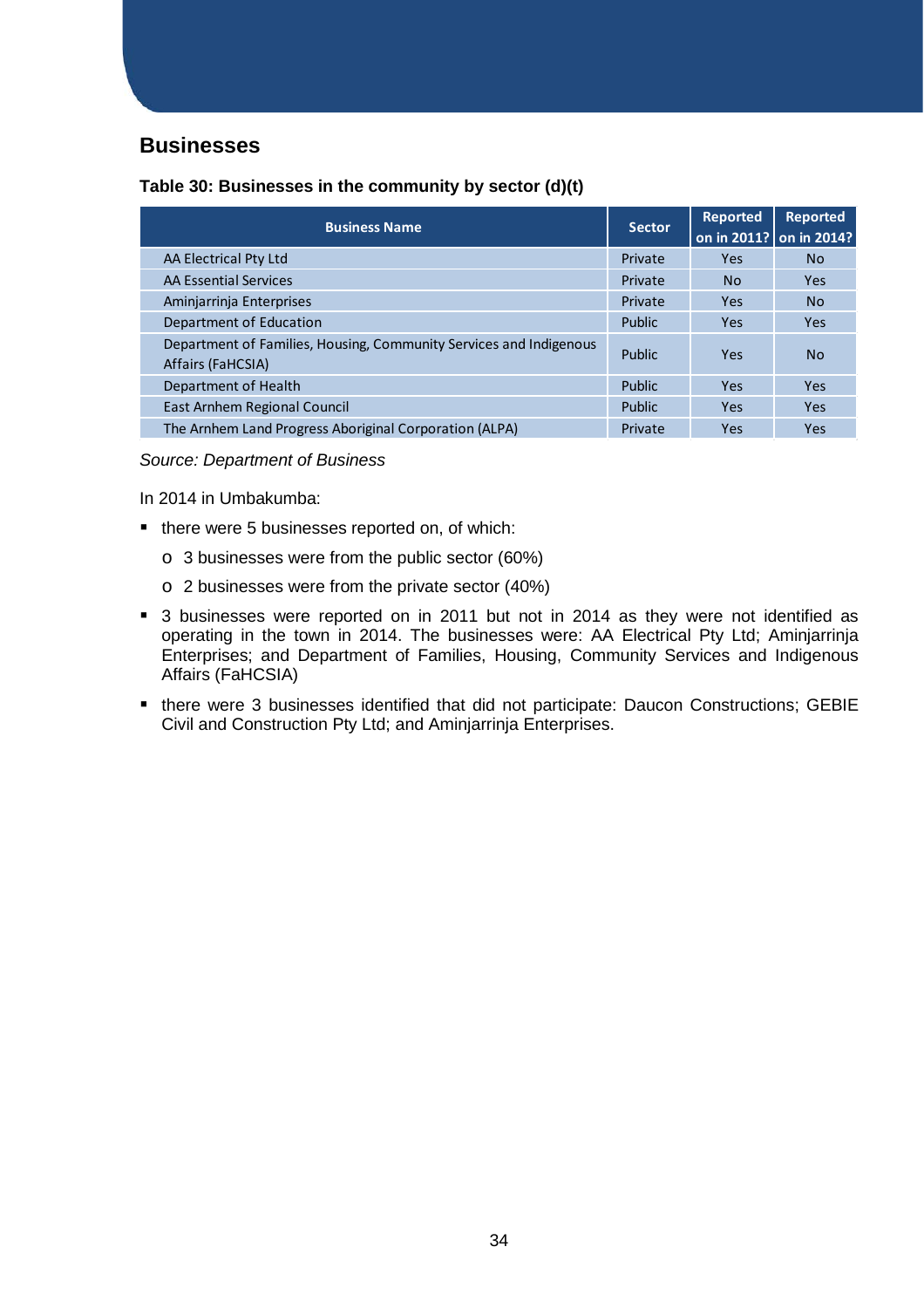## Businesses

**Table 30: Businesses in the community by sector (d)(t)**

| Business Name | Sector | Reported on in 2011? | Reported on in 2014? |
|---|---|---|---|
| AA Electrical Pty Ltd | Private | Yes | No |
| AA Essential Services | Private | No | Yes |
| Aminjarrinja Enterprises | Private | Yes | No |
| Department of Education | Public | Yes | Yes |
| Department of Families, Housing, Community Services and Indigenous Affairs (FaHCSIA) | Public | Yes | No |
| Department of Health | Public | Yes | Yes |
| East Arnhem Regional Council | Public | Yes | Yes |
| The Arnhem Land Progress Aboriginal Corporation (ALPA) | Private | Yes | Yes |

*Source: Department of Business*

In 2014 in Umbakumba:

- there were 5 businesses reported on, of which:
  - 3 businesses were from the public sector (60%)
  - 2 businesses were from the private sector (40%)
- 3 businesses were reported on in 2011 but not in 2014 as they were not identified as operating in the town in 2014. The businesses were: AA Electrical Pty Ltd; Aminjarrinja Enterprises; and Department of Families, Housing, Community Services and Indigenous Affairs (FaHCSIA)
- there were 3 businesses identified that did not participate: Daucon Constructions; GEBIE Civil and Construction Pty Ltd; and Aminjarrinja Enterprises.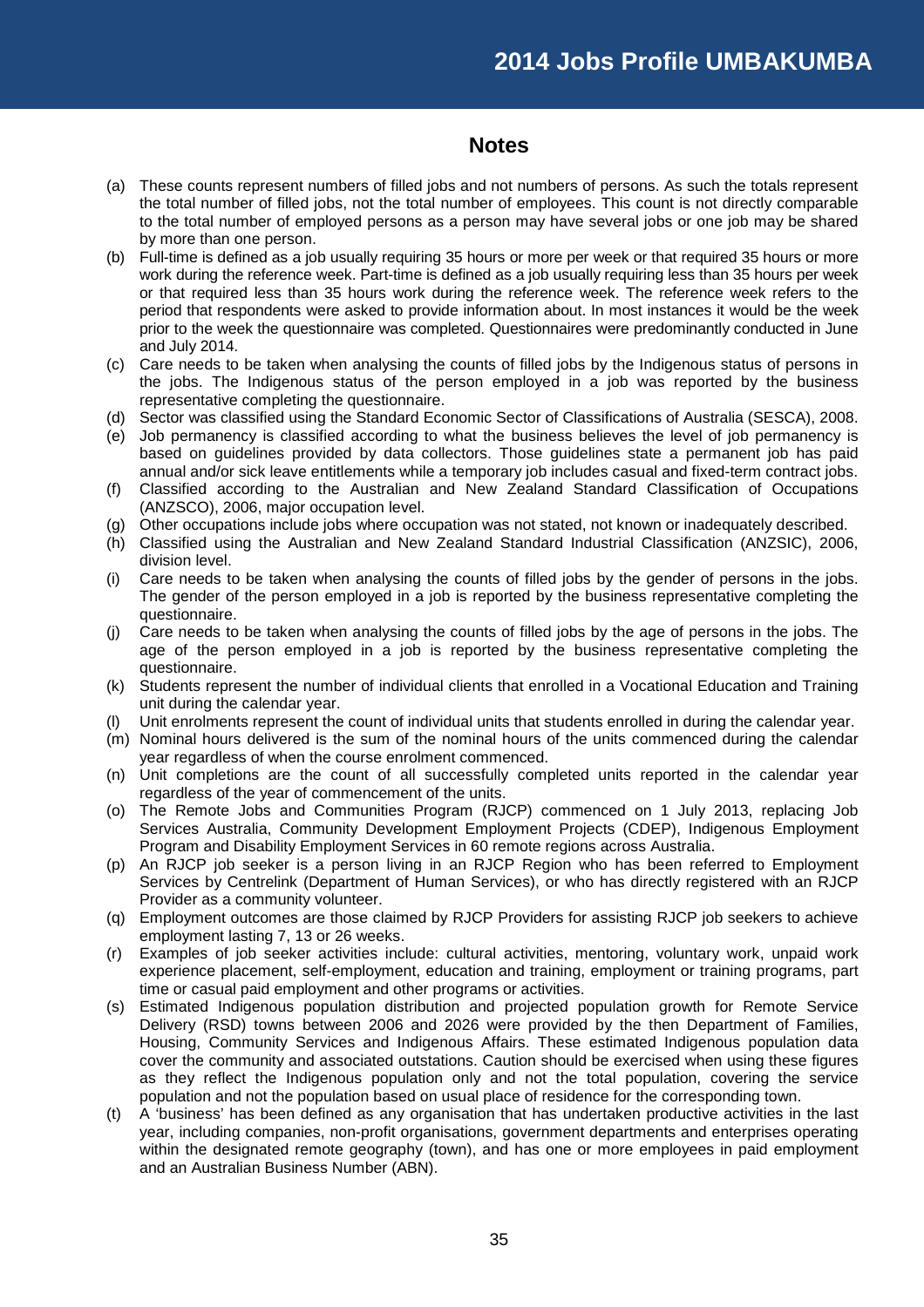## Notes

(a) These counts represent numbers of filled jobs and not numbers of persons. As such the totals represent the total number of filled jobs, not the total number of employees. This count is not directly comparable to the total number of employed persons as a person may have several jobs or one job may be shared by more than one person.

(b) Full-time is defined as a job usually requiring 35 hours or more per week or that required 35 hours or more work during the reference week. Part-time is defined as a job usually requiring less than 35 hours per week or that required less than 35 hours work during the reference week. The reference week refers to the period that respondents were asked to provide information about. In most instances it would be the week prior to the week the questionnaire was completed. Questionnaires were predominantly conducted in June and July 2014.

(c) Care needs to be taken when analysing the counts of filled jobs by the Indigenous status of persons in the jobs. The Indigenous status of the person employed in a job was reported by the business representative completing the questionnaire.

(d) Sector was classified using the Standard Economic Sector of Classifications of Australia (SESCA), 2008.

(e) Job permanency is classified according to what the business believes the level of job permanency is based on guidelines provided by data collectors. Those guidelines state a permanent job has paid annual and/or sick leave entitlements while a temporary job includes casual and fixed-term contract jobs.

(f) Classified according to the Australian and New Zealand Standard Classification of Occupations (ANZSCO), 2006, major occupation level.

(g) Other occupations include jobs where occupation was not stated, not known or inadequately described.

(h) Classified using the Australian and New Zealand Standard Industrial Classification (ANZSIC), 2006, division level.

(i) Care needs to be taken when analysing the counts of filled jobs by the gender of persons in the jobs. The gender of the person employed in a job is reported by the business representative completing the questionnaire.

(j) Care needs to be taken when analysing the counts of filled jobs by the age of persons in the jobs. The age of the person employed in a job is reported by the business representative completing the questionnaire.

(k) Students represent the number of individual clients that enrolled in a Vocational Education and Training unit during the calendar year.

(l) Unit enrolments represent the count of individual units that students enrolled in during the calendar year.

(m) Nominal hours delivered is the sum of the nominal hours of the units commenced during the calendar year regardless of when the course enrolment commenced.

(n) Unit completions are the count of all successfully completed units reported in the calendar year regardless of the year of commencement of the units.

(o) The Remote Jobs and Communities Program (RJCP) commenced on 1 July 2013, replacing Job Services Australia, Community Development Employment Projects (CDEP), Indigenous Employment Program and Disability Employment Services in 60 remote regions across Australia.

(p) An RJCP job seeker is a person living in an RJCP Region who has been referred to Employment Services by Centrelink (Department of Human Services), or who has directly registered with an RJCP Provider as a community volunteer.

(q) Employment outcomes are those claimed by RJCP Providers for assisting RJCP job seekers to achieve employment lasting 7, 13 or 26 weeks.

(r) Examples of job seeker activities include: cultural activities, mentoring, voluntary work, unpaid work experience placement, self-employment, education and training, employment or training programs, part time or casual paid employment and other programs or activities.

(s) Estimated Indigenous population distribution and projected population growth for Remote Service Delivery (RSD) towns between 2006 and 2026 were provided by the then Department of Families, Housing, Community Services and Indigenous Affairs. These estimated Indigenous population data cover the community and associated outstations. Caution should be exercised when using these figures as they reflect the Indigenous population only and not the total population, covering the service population and not the population based on usual place of residence for the corresponding town.

(t) A 'business' has been defined as any organisation that has undertaken productive activities in the last year, including companies, non-profit organisations, government departments and enterprises operating within the designated remote geography (town), and has one or more employees in paid employment and an Australian Business Number (ABN).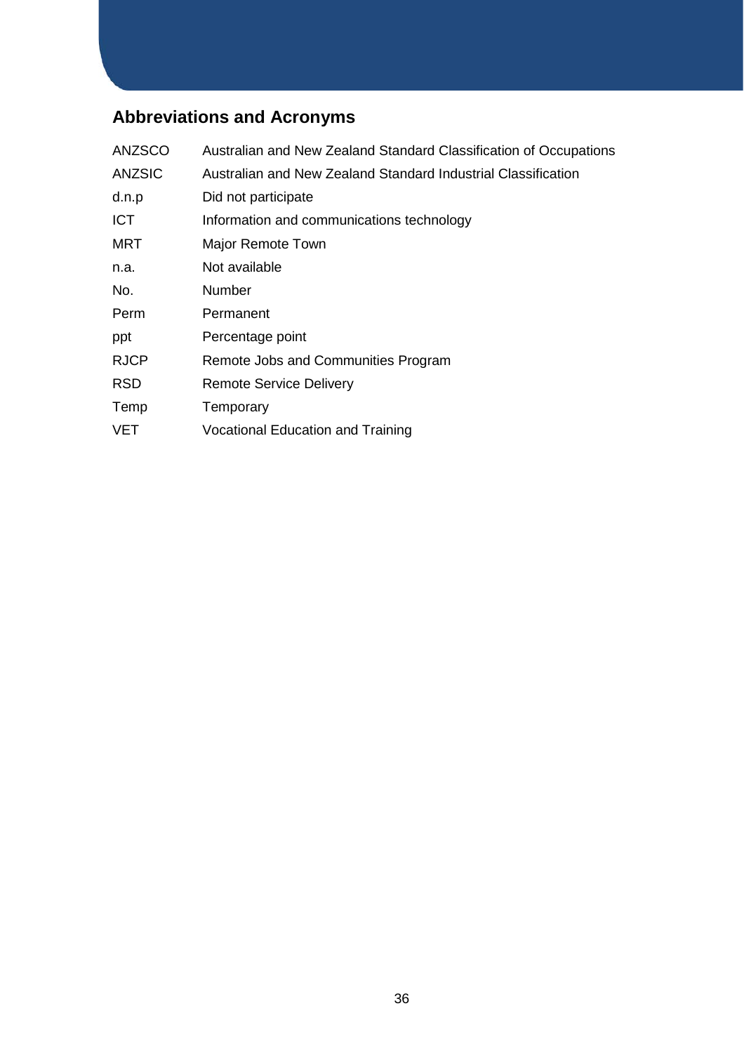## Abbreviations and Acronyms

| | |
|---|---|
| ANZSCO | Australian and New Zealand Standard Classification of Occupations |
| ANZSIC | Australian and New Zealand Standard Industrial Classification |
| d.n.p | Did not participate |
| ICT | Information and communications technology |
| MRT | Major Remote Town |
| n.a. | Not available |
| No. | Number |
| Perm | Permanent |
| ppt | Percentage point |
| RJCP | Remote Jobs and Communities Program |
| RSD | Remote Service Delivery |
| Temp | Temporary |
| VET | Vocational Education and Training |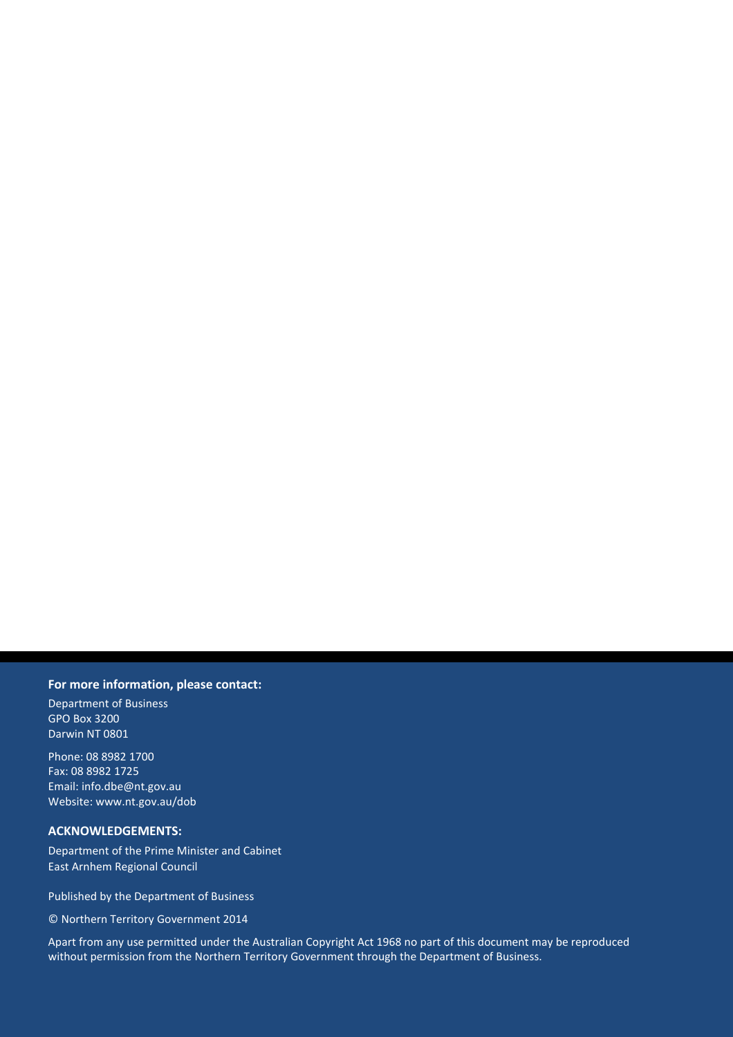**For more information, please contact:**

Department of Business
GPO Box 3200
Darwin NT 0801

Phone: 08 8982 1700
Fax: 08 8982 1725
Email: info.dbe@nt.gov.au
Website: www.nt.gov.au/dob

**ACKNOWLEDGEMENTS:**

Department of the Prime Minister and Cabinet
East Arnhem Regional Council

Published by the Department of Business

© Northern Territory Government 2014

Apart from any use permitted under the Australian Copyright Act 1968 no part of this document may be reproduced without permission from the Northern Territory Government through the Department of Business.